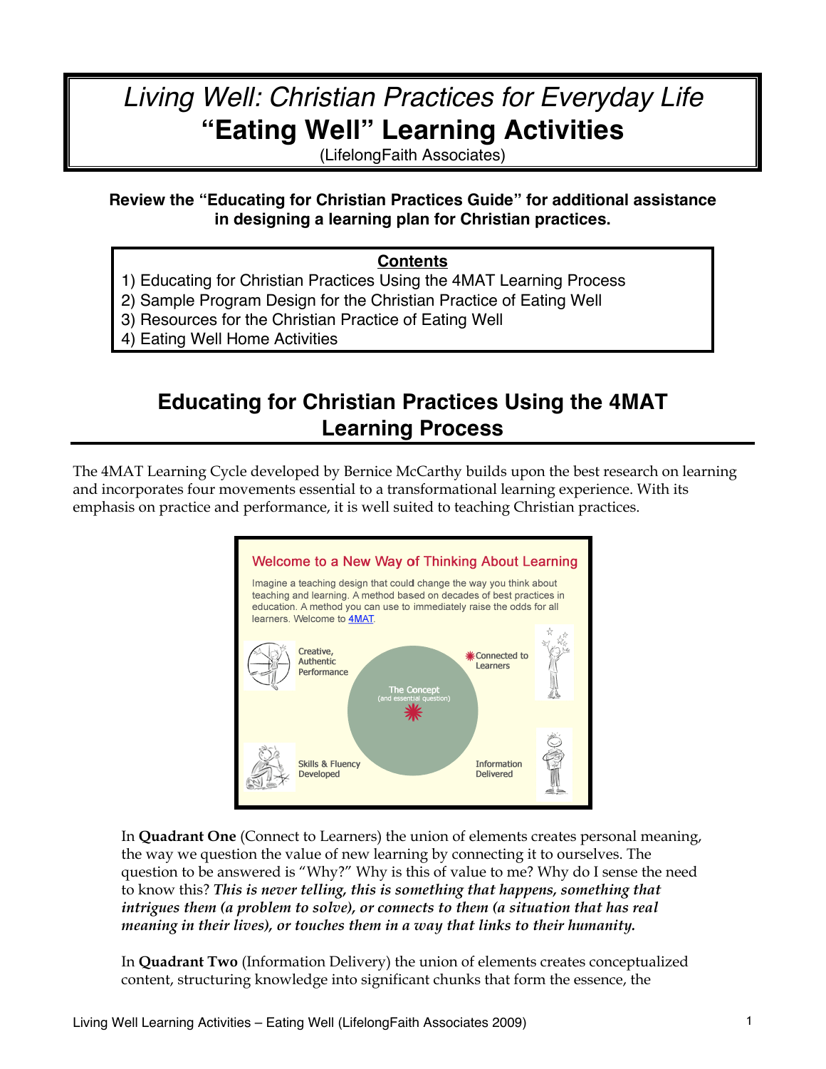# *Living Well: Christian Practices for Everyday Life*
# "Eating Well" Learning Activities

(LifelongFaith Associates)

**Review the "Educating for Christian Practices Guide" for additional assistance in designing a learning plan for Christian practices.**

**Contents**

1) Educating for Christian Practices Using the 4MAT Learning Process
2) Sample Program Design for the Christian Practice of Eating Well
3) Resources for the Christian Practice of Eating Well
4) Eating Well Home Activities

## Educating for Christian Practices Using the 4MAT Learning Process

The 4MAT Learning Cycle developed by Bernice McCarthy builds upon the best research on learning and incorporates four movements essential to a transformational learning experience. With its emphasis on practice and performance, it is well suited to teaching Christian practices.

Welcome to a New Way of Thinking About Learning

Imagine a teaching design that could change the way you think about teaching and learning. A method based on decades of best practices in education. A method you can use to immediately raise the odds for all learners. Welcome to 4MAT.

Creative, Authentic Performance — Connected to Learners — The Concept (and essential question) — Skills & Fluency Developed — Information Delivered

In **Quadrant One** (Connect to Learners) the union of elements creates personal meaning, the way we question the value of new learning by connecting it to ourselves. The question to be answered is "Why?" Why is this of value to me? Why do I sense the need to know this? ***This is never telling, this is something that happens, something that intrigues them (a problem to solve), or connects to them (a situation that has real meaning in their lives), or touches them in a way that links to their humanity.***

In **Quadrant Two** (Information Delivery) the union of elements creates conceptualized content, structuring knowledge into significant chunks that form the essence, the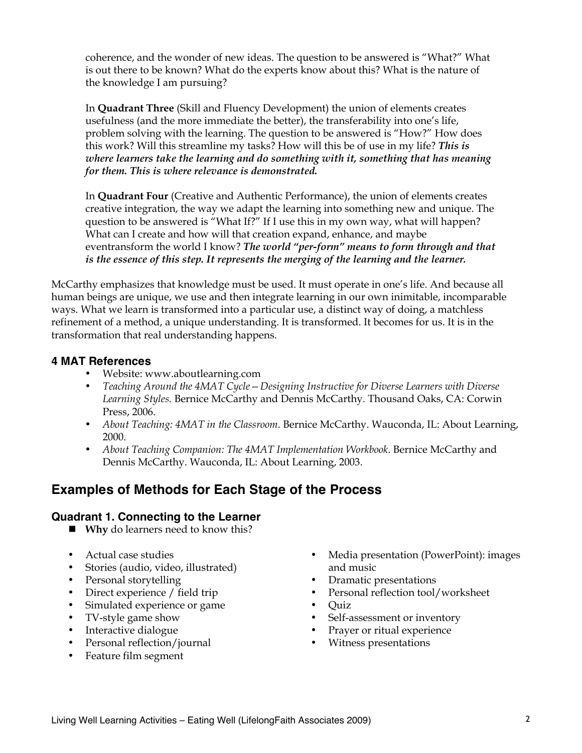coherence, and the wonder of new ideas. The question to be answered is "What?" What is out there to be known? What do the experts know about this? What is the nature of the knowledge I am pursuing?

In **Quadrant Three** (Skill and Fluency Development) the union of elements creates usefulness (and the more immediate the better), the transferability into one's life, problem solving with the learning. The question to be answered is "How?" How does this work? Will this streamline my tasks? How will this be of use in my life? ***This is where learners take the learning and do something with it, something that has meaning for them. This is where relevance is demonstrated.***

In **Quadrant Four** (Creative and Authentic Performance), the union of elements creates creative integration, the way we adapt the learning into something new and unique. The question to be answered is "What If?" If I use this in my own way, what will happen? What can I create and how will that creation expand, enhance, and maybe eventransform the world I know? ***The world "per-form" means to form through and that is the essence of this step. It represents the merging of the learning and the learner.***

McCarthy emphasizes that knowledge must be used. It must operate in one's life. And because all human beings are unique, we use and then integrate learning in our own inimitable, incomparable ways. What we learn is transformed into a particular use, a distinct way of doing, a matchless refinement of a method, a unique understanding. It is transformed. It becomes for us. It is in the transformation that real understanding happens.

### 4 MAT References

- Website: www.aboutlearning.com
- *Teaching Around the 4MAT Cycle—Designing Instructive for Diverse Learners with Diverse Learning Styles.* Bernice McCarthy and Dennis McCarthy. Thousand Oaks, CA: Corwin Press, 2006.
- *About Teaching: 4MAT in the Classroom*. Bernice McCarthy. Wauconda, IL: About Learning, 2000.
- *About Teaching Companion: The 4MAT Implementation Workbook*. Bernice McCarthy and Dennis McCarthy. Wauconda, IL: About Learning, 2003.

## Examples of Methods for Each Stage of the Process

### Quadrant 1. Connecting to the Learner

- **Why** do learners need to know this?

- Actual case studies
- Stories (audio, video, illustrated)
- Personal storytelling
- Direct experience / field trip
- Simulated experience or game
- TV-style game show
- Interactive dialogue
- Personal reflection/journal
- Feature film segment
- Media presentation (PowerPoint): images and music
- Dramatic presentations
- Personal reflection tool/worksheet
- Quiz
- Self-assessment or inventory
- Prayer or ritual experience
- Witness presentations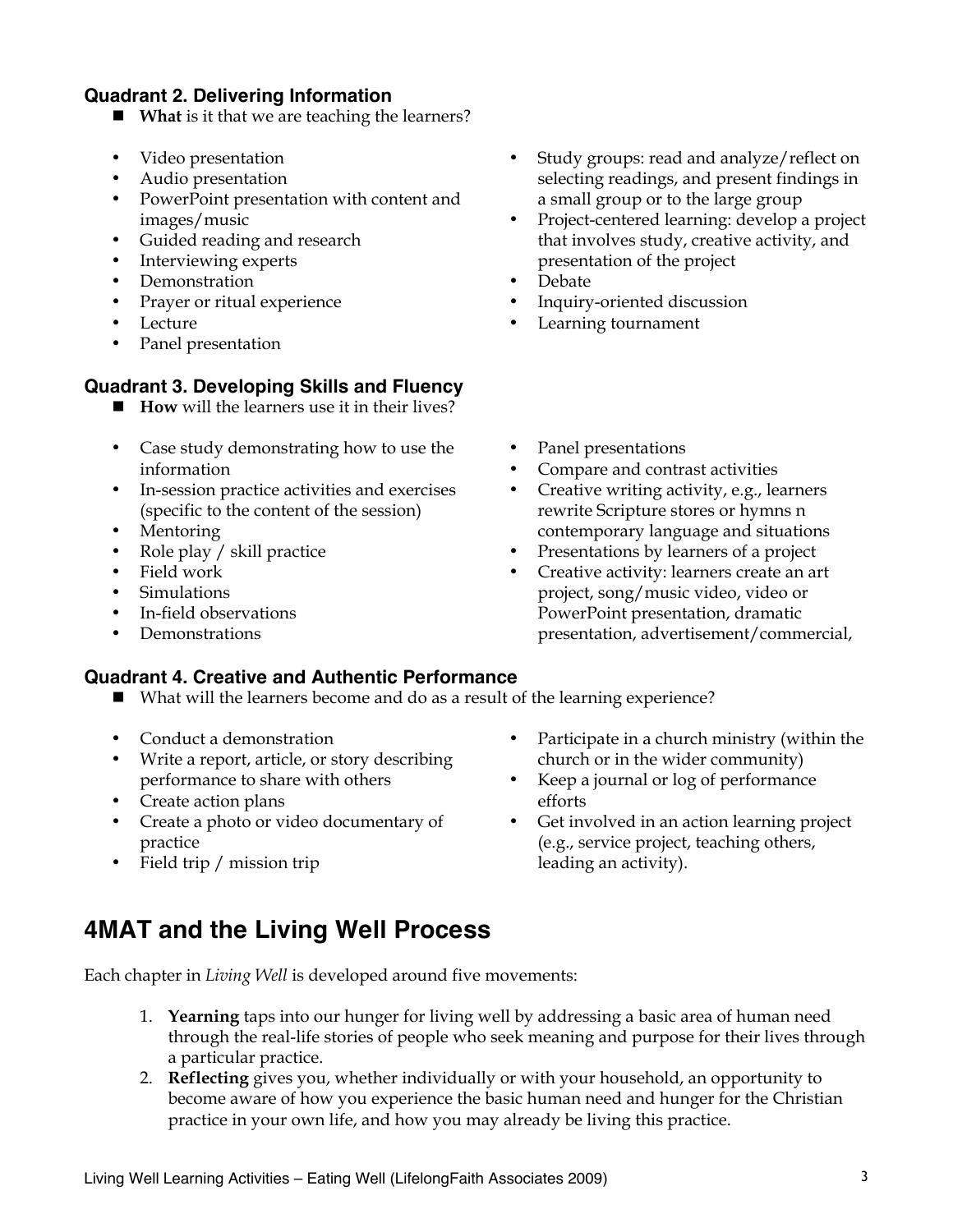### Quadrant 2. Delivering Information

- **What** is it that we are teaching the learners?

- Video presentation
- Audio presentation
- PowerPoint presentation with content and images/music
- Guided reading and research
- Interviewing experts
- Demonstration
- Prayer or ritual experience
- Lecture
- Panel presentation
- Study groups: read and analyze/reflect on selecting readings, and present findings in a small group or to the large group
- Project-centered learning: develop a project that involves study, creative activity, and presentation of the project
- Debate
- Inquiry-oriented discussion
- Learning tournament

### Quadrant 3. Developing Skills and Fluency

- **How** will the learners use it in their lives?

- Case study demonstrating how to use the information
- In-session practice activities and exercises (specific to the content of the session)
- Mentoring
- Role play / skill practice
- Field work
- Simulations
- In-field observations
- Demonstrations
- Panel presentations
- Compare and contrast activities
- Creative writing activity, e.g., learners rewrite Scripture stores or hymns n contemporary language and situations
- Presentations by learners of a project
- Creative activity: learners create an art project, song/music video, video or PowerPoint presentation, dramatic presentation, advertisement/commercial,

### Quadrant 4. Creative and Authentic Performance

- What will the learners become and do as a result of the learning experience?

- Conduct a demonstration
- Write a report, article, or story describing performance to share with others
- Create action plans
- Create a photo or video documentary of practice
- Field trip / mission trip
- Participate in a church ministry (within the church or in the wider community)
- Keep a journal or log of performance efforts
- Get involved in an action learning project (e.g., service project, teaching others, leading an activity).

## 4MAT and the Living Well Process

Each chapter in *Living Well* is developed around five movements:

1. **Yearning** taps into our hunger for living well by addressing a basic area of human need through the real-life stories of people who seek meaning and purpose for their lives through a particular practice.
2. **Reflecting** gives you, whether individually or with your household, an opportunity to become aware of how you experience the basic human need and hunger for the Christian practice in your own life, and how you may already be living this practice.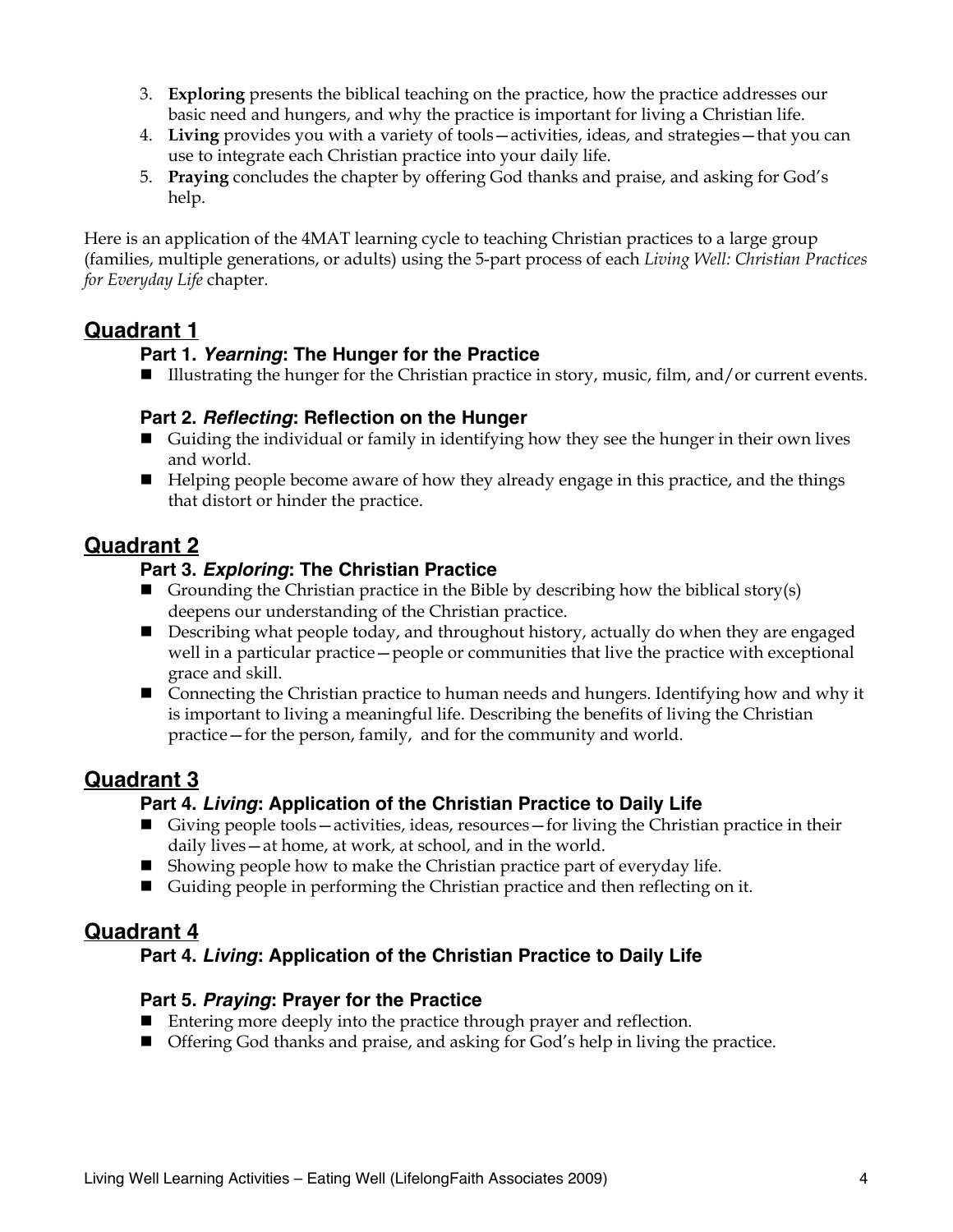3. **Exploring** presents the biblical teaching on the practice, how the practice addresses our basic need and hungers, and why the practice is important for living a Christian life.
4. **Living** provides you with a variety of tools—activities, ideas, and strategies—that you can use to integrate each Christian practice into your daily life.
5. **Praying** concludes the chapter by offering God thanks and praise, and asking for God's help.

Here is an application of the 4MAT learning cycle to teaching Christian practices to a large group (families, multiple generations, or adults) using the 5-part process of each *Living Well: Christian Practices for Everyday Life* chapter.

## Quadrant 1

### Part 1. *Yearning*: The Hunger for the Practice

- Illustrating the hunger for the Christian practice in story, music, film, and/or current events.

### Part 2. *Reflecting*: Reflection on the Hunger

- Guiding the individual or family in identifying how they see the hunger in their own lives and world.
- Helping people become aware of how they already engage in this practice, and the things that distort or hinder the practice.

## Quadrant 2

### Part 3. *Exploring*: The Christian Practice

- Grounding the Christian practice in the Bible by describing how the biblical story(s) deepens our understanding of the Christian practice.
- Describing what people today, and throughout history, actually do when they are engaged well in a particular practice—people or communities that live the practice with exceptional grace and skill.
- Connecting the Christian practice to human needs and hungers. Identifying how and why it is important to living a meaningful life. Describing the benefits of living the Christian practice—for the person, family, and for the community and world.

## Quadrant 3

### Part 4. *Living*: Application of the Christian Practice to Daily Life

- Giving people tools—activities, ideas, resources—for living the Christian practice in their daily lives—at home, at work, at school, and in the world.
- Showing people how to make the Christian practice part of everyday life.
- Guiding people in performing the Christian practice and then reflecting on it.

## Quadrant 4

### Part 4. *Living*: Application of the Christian Practice to Daily Life

### Part 5. *Praying*: Prayer for the Practice

- Entering more deeply into the practice through prayer and reflection.
- Offering God thanks and praise, and asking for God's help in living the practice.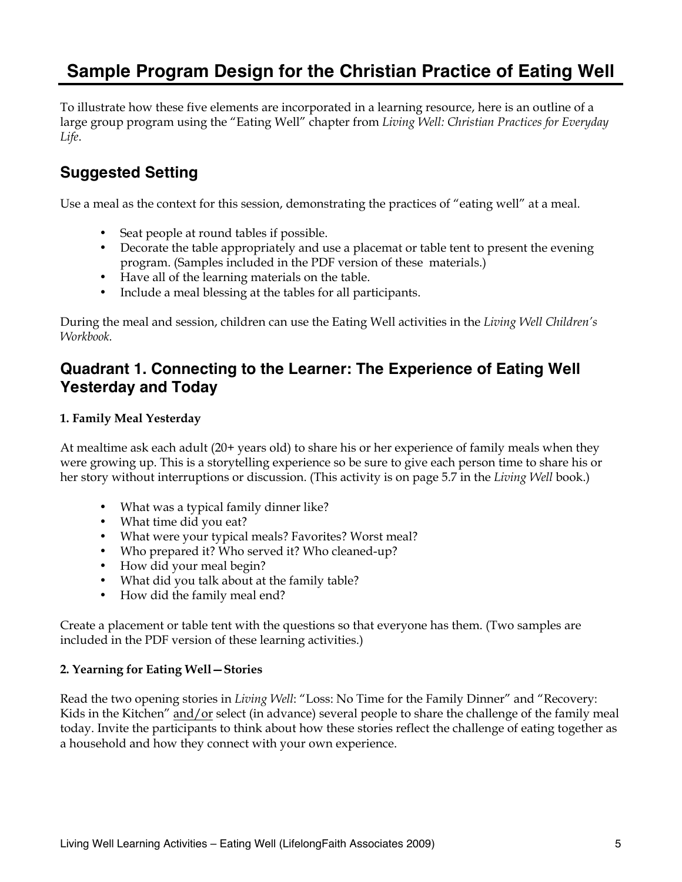# Sample Program Design for the Christian Practice of Eating Well

To illustrate how these five elements are incorporated in a learning resource, here is an outline of a large group program using the "Eating Well" chapter from *Living Well: Christian Practices for Everyday Life*.

## Suggested Setting

Use a meal as the context for this session, demonstrating the practices of "eating well" at a meal.

- Seat people at round tables if possible.
- Decorate the table appropriately and use a placemat or table tent to present the evening program. (Samples included in the PDF version of these materials.)
- Have all of the learning materials on the table.
- Include a meal blessing at the tables for all participants.

During the meal and session, children can use the Eating Well activities in the *Living Well Children's Workbook.*

## Quadrant 1. Connecting to the Learner: The Experience of Eating Well Yesterday and Today

**1. Family Meal Yesterday**

At mealtime ask each adult (20+ years old) to share his or her experience of family meals when they were growing up. This is a storytelling experience so be sure to give each person time to share his or her story without interruptions or discussion. (This activity is on page 5.7 in the *Living Well* book.)

- What was a typical family dinner like?
- What time did you eat?
- What were your typical meals? Favorites? Worst meal?
- Who prepared it? Who served it? Who cleaned-up?
- How did your meal begin?
- What did you talk about at the family table?
- How did the family meal end?

Create a placement or table tent with the questions so that everyone has them. (Two samples are included in the PDF version of these learning activities.)

**2. Yearning for Eating Well—Stories**

Read the two opening stories in *Living Well*: "Loss: No Time for the Family Dinner" and "Recovery: Kids in the Kitchen" <u>and/or</u> select (in advance) several people to share the challenge of the family meal today. Invite the participants to think about how these stories reflect the challenge of eating together as a household and how they connect with your own experience.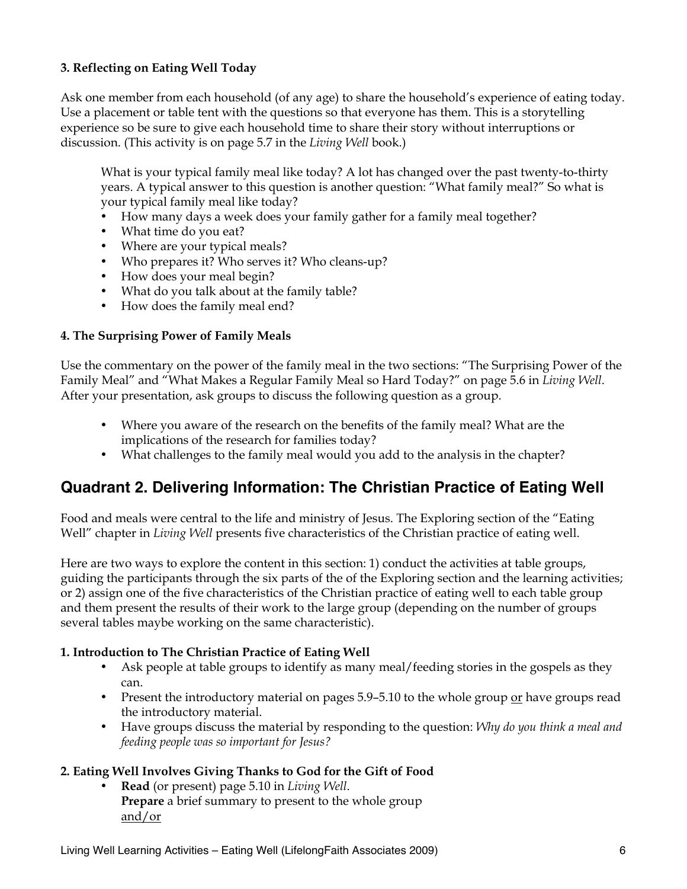**3. Reflecting on Eating Well Today**

Ask one member from each household (of any age) to share the household's experience of eating today. Use a placement or table tent with the questions so that everyone has them. This is a storytelling experience so be sure to give each household time to share their story without interruptions or discussion. (This activity is on page 5.7 in the *Living Well* book.)

> What is your typical family meal like today? A lot has changed over the past twenty-to-thirty years. A typical answer to this question is another question: "What family meal?" So what is your typical family meal like today?
> - How many days a week does your family gather for a family meal together?
> - What time do you eat?
> - Where are your typical meals?
> - Who prepares it? Who serves it? Who cleans-up?
> - How does your meal begin?
> - What do you talk about at the family table?
> - How does the family meal end?

**4. The Surprising Power of Family Meals**

Use the commentary on the power of the family meal in the two sections: "The Surprising Power of the Family Meal" and "What Makes a Regular Family Meal so Hard Today?" on page 5.6 in *Living Well*. After your presentation, ask groups to discuss the following question as a group.

- Where you aware of the research on the benefits of the family meal? What are the implications of the research for families today?
- What challenges to the family meal would you add to the analysis in the chapter?

## Quadrant 2. Delivering Information: The Christian Practice of Eating Well

Food and meals were central to the life and ministry of Jesus. The Exploring section of the "Eating Well" chapter in *Living Well* presents five characteristics of the Christian practice of eating well.

Here are two ways to explore the content in this section: 1) conduct the activities at table groups, guiding the participants through the six parts of the of the Exploring section and the learning activities; or 2) assign one of the five characteristics of the Christian practice of eating well to each table group and them present the results of their work to the large group (depending on the number of groups several tables maybe working on the same characteristic).

**1. Introduction to The Christian Practice of Eating Well**

- Ask people at table groups to identify as many meal/feeding stories in the gospels as they can.
- Present the introductory material on pages 5.9–5.10 to the whole group <u>or</u> have groups read the introductory material.
- Have groups discuss the material by responding to the question: *Why do you think a meal and feeding people was so important for Jesus?*

**2. Eating Well Involves Giving Thanks to God for the Gift of Food**

- **Read** (or present) page 5.10 in *Living Well*.
  **Prepare** a brief summary to present to the whole group
  <u>and/or</u>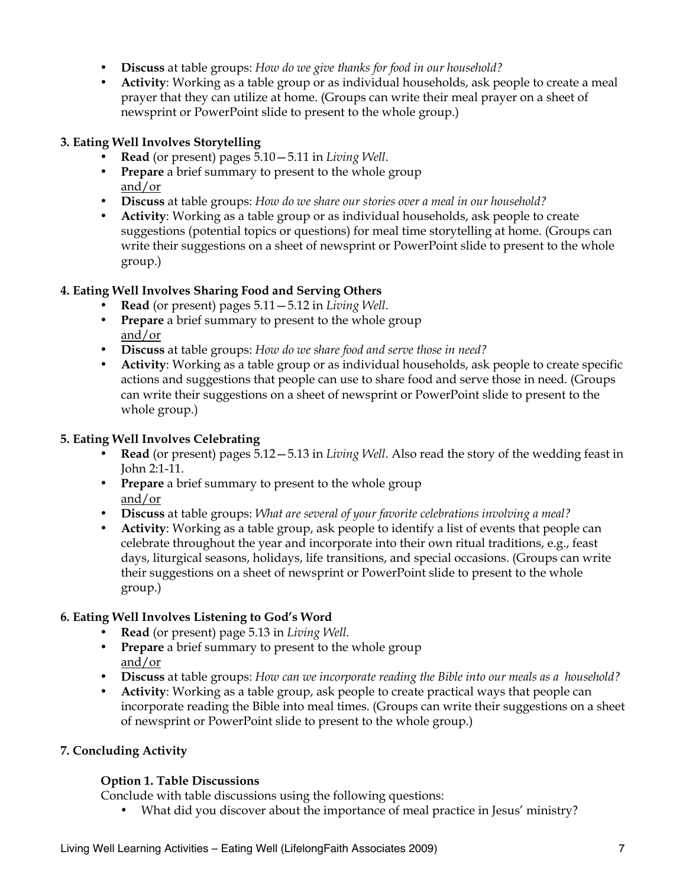- **Discuss** at table groups: *How do we give thanks for food in our household?*
- **Activity**: Working as a table group or as individual households, ask people to create a meal prayer that they can utilize at home. (Groups can write their meal prayer on a sheet of newsprint or PowerPoint slide to present to the whole group.)

**3. Eating Well Involves Storytelling**

- **Read** (or present) pages 5.10—5.11 in *Living Well*.
- **Prepare** a brief summary to present to the whole group
  and/or
- **Discuss** at table groups: *How do we share our stories over a meal in our household?*
- **Activity**: Working as a table group or as individual households, ask people to create suggestions (potential topics or questions) for meal time storytelling at home. (Groups can write their suggestions on a sheet of newsprint or PowerPoint slide to present to the whole group.)

**4. Eating Well Involves Sharing Food and Serving Others**

- **Read** (or present) pages 5.11—5.12 in *Living Well*.
- **Prepare** a brief summary to present to the whole group
  and/or
- **Discuss** at table groups: *How do we share food and serve those in need?*
- **Activity**: Working as a table group or as individual households, ask people to create specific actions and suggestions that people can use to share food and serve those in need. (Groups can write their suggestions on a sheet of newsprint or PowerPoint slide to present to the whole group.)

**5. Eating Well Involves Celebrating**

- **Read** (or present) pages 5.12—5.13 in *Living Well*. Also read the story of the wedding feast in John 2:1-11.
- **Prepare** a brief summary to present to the whole group
  and/or
- **Discuss** at table groups: *What are several of your favorite celebrations involving a meal?*
- **Activity**: Working as a table group, ask people to identify a list of events that people can celebrate throughout the year and incorporate into their own ritual traditions, e.g., feast days, liturgical seasons, holidays, life transitions, and special occasions. (Groups can write their suggestions on a sheet of newsprint or PowerPoint slide to present to the whole group.)

**6. Eating Well Involves Listening to God's Word**

- **Read** (or present) page 5.13 in *Living Well.*
- **Prepare** a brief summary to present to the whole group
  and/or
- **Discuss** at table groups: *How can we incorporate reading the Bible into our meals as a household?*
- **Activity**: Working as a table group, ask people to create practical ways that people can incorporate reading the Bible into meal times. (Groups can write their suggestions on a sheet of newsprint or PowerPoint slide to present to the whole group.)

**7. Concluding Activity**

**Option 1. Table Discussions**

Conclude with table discussions using the following questions:

- What did you discover about the importance of meal practice in Jesus' ministry?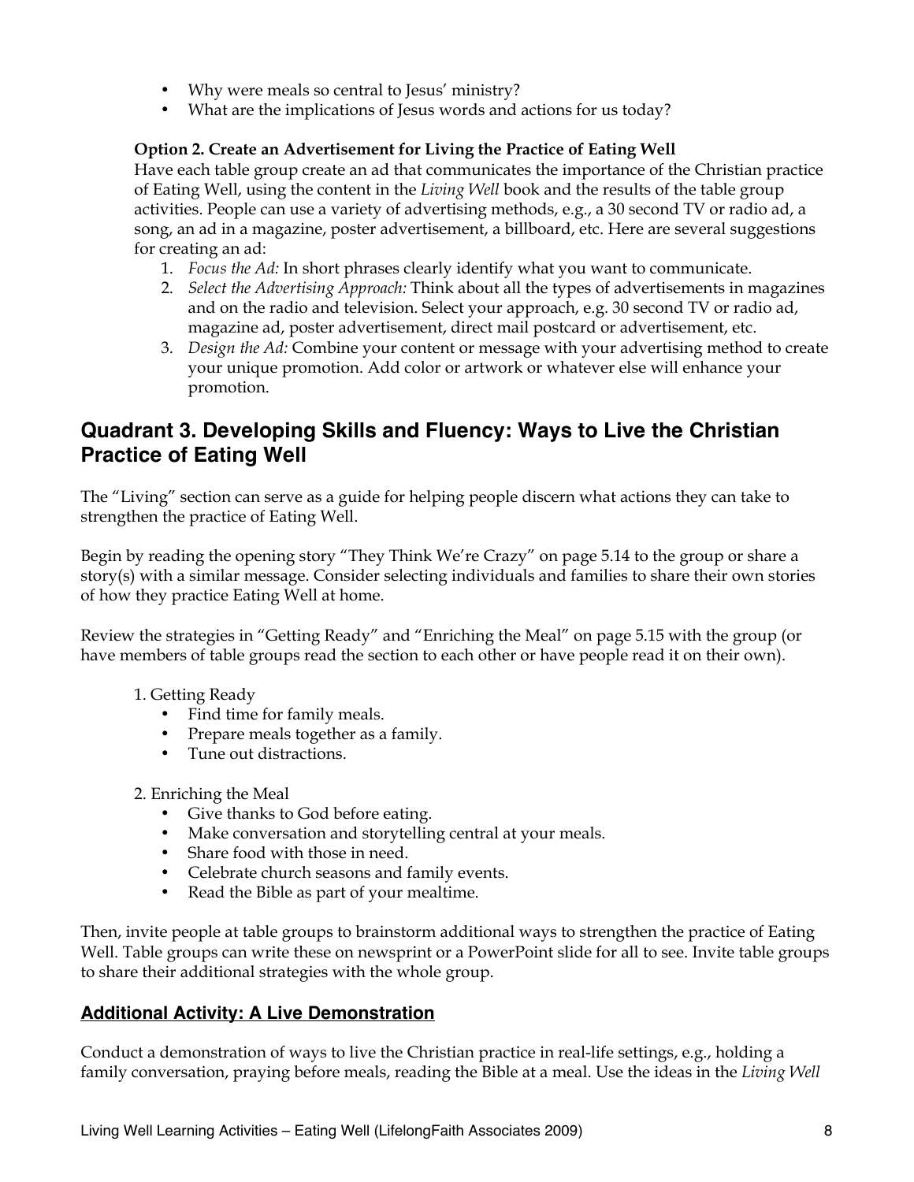- Why were meals so central to Jesus' ministry?
- What are the implications of Jesus words and actions for us today?

**Option 2. Create an Advertisement for Living the Practice of Eating Well**

Have each table group create an ad that communicates the importance of the Christian practice of Eating Well, using the content in the *Living Well* book and the results of the table group activities. People can use a variety of advertising methods, e.g., a 30 second TV or radio ad, a song, an ad in a magazine, poster advertisement, a billboard, etc. Here are several suggestions for creating an ad:

1. *Focus the Ad:* In short phrases clearly identify what you want to communicate.
2. *Select the Advertising Approach:* Think about all the types of advertisements in magazines and on the radio and television. Select your approach, e.g. 30 second TV or radio ad, magazine ad, poster advertisement, direct mail postcard or advertisement, etc.
3. *Design the Ad:* Combine your content or message with your advertising method to create your unique promotion. Add color or artwork or whatever else will enhance your promotion.

## Quadrant 3. Developing Skills and Fluency: Ways to Live the Christian Practice of Eating Well

The "Living" section can serve as a guide for helping people discern what actions they can take to strengthen the practice of Eating Well.

Begin by reading the opening story "They Think We're Crazy" on page 5.14 to the group or share a story(s) with a similar message. Consider selecting individuals and families to share their own stories of how they practice Eating Well at home.

Review the strategies in "Getting Ready" and "Enriching the Meal" on page 5.15 with the group (or have members of table groups read the section to each other or have people read it on their own).

1. Getting Ready
   - Find time for family meals.
   - Prepare meals together as a family.
   - Tune out distractions.

2. Enriching the Meal
   - Give thanks to God before eating.
   - Make conversation and storytelling central at your meals.
   - Share food with those in need.
   - Celebrate church seasons and family events.
   - Read the Bible as part of your mealtime.

Then, invite people at table groups to brainstorm additional ways to strengthen the practice of Eating Well. Table groups can write these on newsprint or a PowerPoint slide for all to see. Invite table groups to share their additional strategies with the whole group.

### Additional Activity: A Live Demonstration

Conduct a demonstration of ways to live the Christian practice in real-life settings, e.g., holding a family conversation, praying before meals, reading the Bible at a meal. Use the ideas in the *Living Well*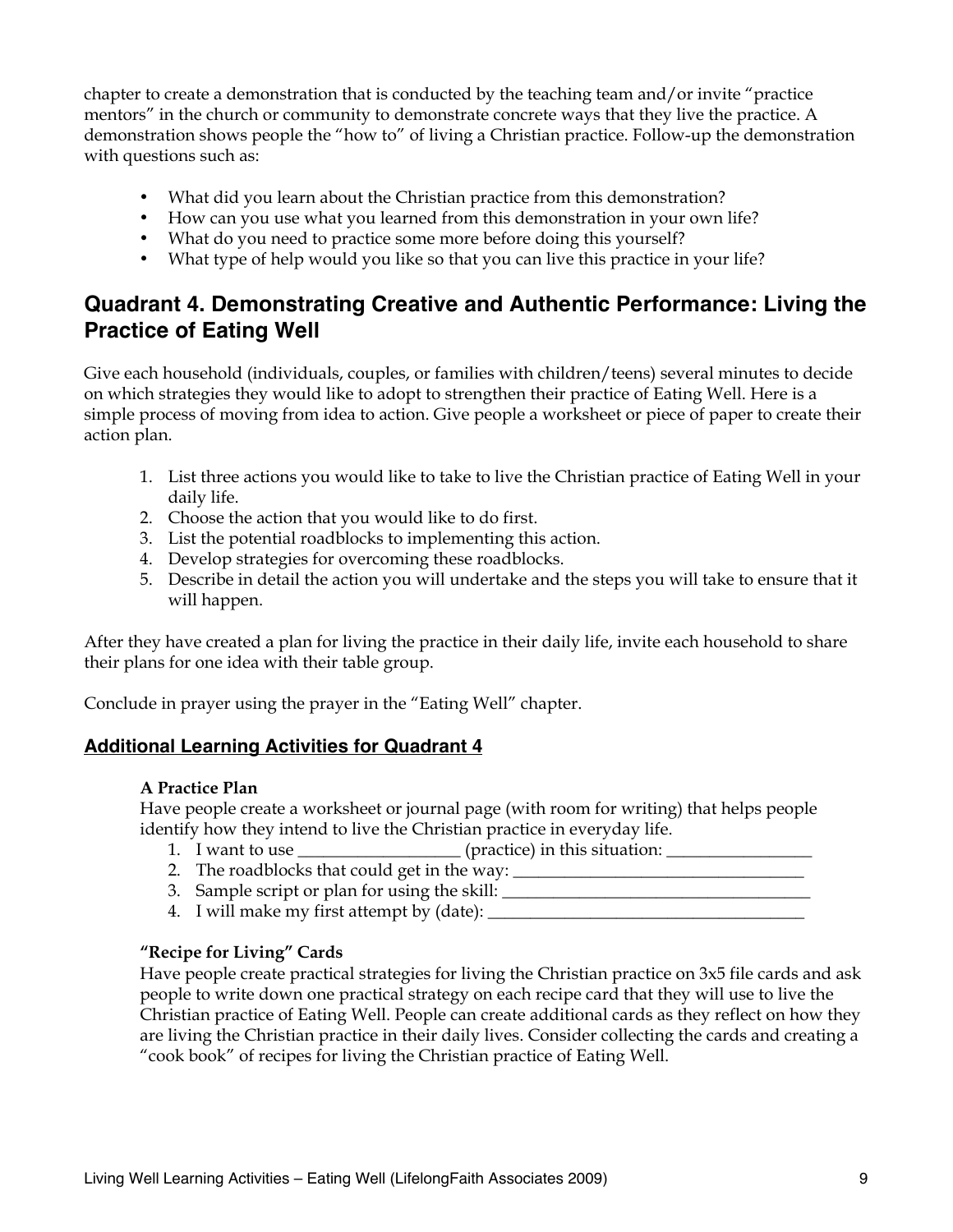chapter to create a demonstration that is conducted by the teaching team and/or invite "practice mentors" in the church or community to demonstrate concrete ways that they live the practice. A demonstration shows people the "how to" of living a Christian practice. Follow-up the demonstration with questions such as:

- What did you learn about the Christian practice from this demonstration?
- How can you use what you learned from this demonstration in your own life?
- What do you need to practice some more before doing this yourself?
- What type of help would you like so that you can live this practice in your life?

## Quadrant 4. Demonstrating Creative and Authentic Performance: Living the Practice of Eating Well

Give each household (individuals, couples, or families with children/teens) several minutes to decide on which strategies they would like to adopt to strengthen their practice of Eating Well. Here is a simple process of moving from idea to action. Give people a worksheet or piece of paper to create their action plan.

1. List three actions you would like to take to live the Christian practice of Eating Well in your daily life.
2. Choose the action that you would like to do first.
3. List the potential roadblocks to implementing this action.
4. Develop strategies for overcoming these roadblocks.
5. Describe in detail the action you will undertake and the steps you will take to ensure that it will happen.

After they have created a plan for living the practice in their daily life, invite each household to share their plans for one idea with their table group.

Conclude in prayer using the prayer in the "Eating Well" chapter.

### Additional Learning Activities for Quadrant 4

**A Practice Plan**

Have people create a worksheet or journal page (with room for writing) that helps people identify how they intend to live the Christian practice in everyday life.

1. I want to use ___________________ (practice) in this situation: _________________
2. The roadblocks that could get in the way: __________________________________
3. Sample script or plan for using the skill: ____________________________________
4. I will make my first attempt by (date): _____________________________________

**"Recipe for Living" Cards**

Have people create practical strategies for living the Christian practice on 3x5 file cards and ask people to write down one practical strategy on each recipe card that they will use to live the Christian practice of Eating Well. People can create additional cards as they reflect on how they are living the Christian practice in their daily lives. Consider collecting the cards and creating a "cook book" of recipes for living the Christian practice of Eating Well.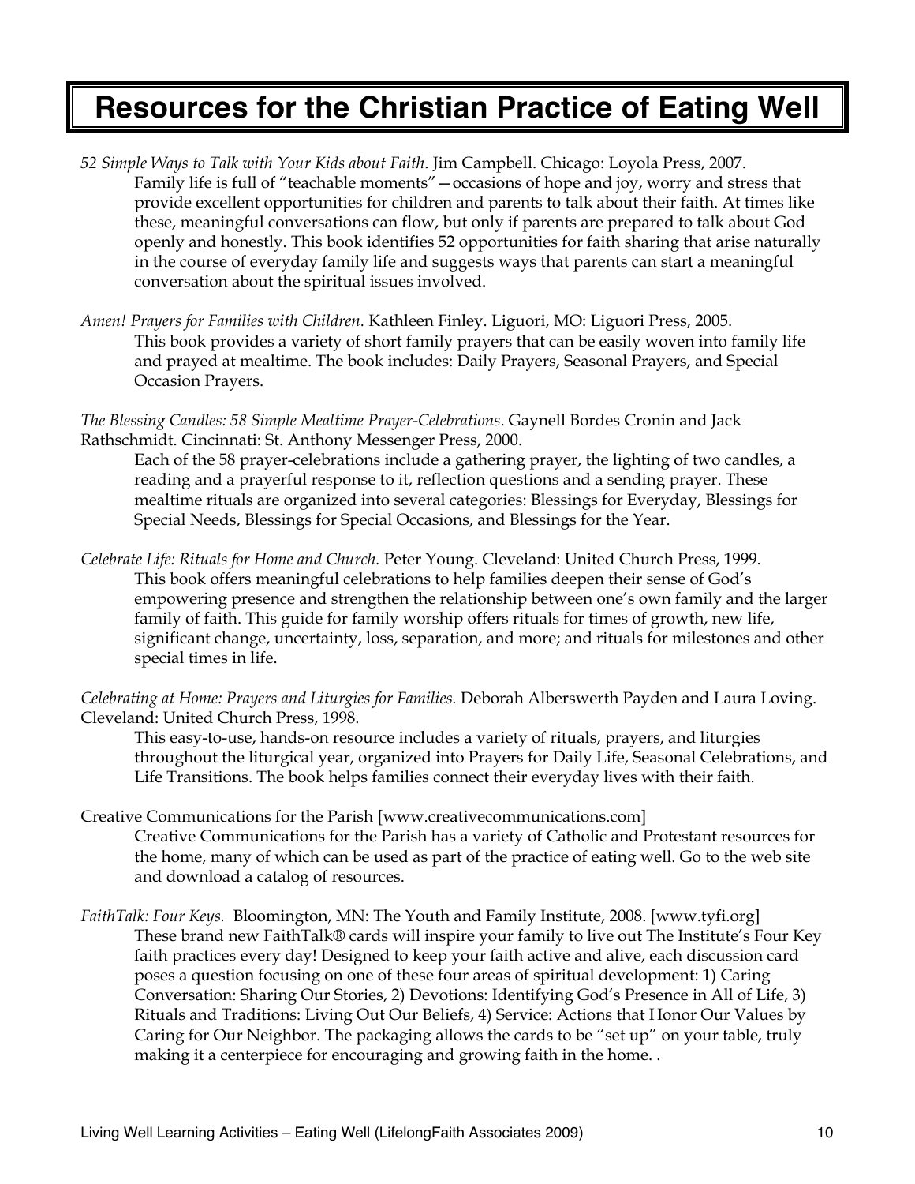# Resources for the Christian Practice of Eating Well

*52 Simple Ways to Talk with Your Kids about Faith*. Jim Campbell. Chicago: Loyola Press, 2007.
Family life is full of "teachable moments"—occasions of hope and joy, worry and stress that provide excellent opportunities for children and parents to talk about their faith. At times like these, meaningful conversations can flow, but only if parents are prepared to talk about God openly and honestly. This book identifies 52 opportunities for faith sharing that arise naturally in the course of everyday family life and suggests ways that parents can start a meaningful conversation about the spiritual issues involved.

*Amen! Prayers for Families with Children*. Kathleen Finley. Liguori, MO: Liguori Press, 2005.
This book provides a variety of short family prayers that can be easily woven into family life and prayed at mealtime. The book includes: Daily Prayers, Seasonal Prayers, and Special Occasion Prayers.

*The Blessing Candles: 58 Simple Mealtime Prayer-Celebrations*. Gaynell Bordes Cronin and Jack Rathschmidt. Cincinnati: St. Anthony Messenger Press, 2000.
Each of the 58 prayer-celebrations include a gathering prayer, the lighting of two candles, a reading and a prayerful response to it, reflection questions and a sending prayer. These mealtime rituals are organized into several categories: Blessings for Everyday, Blessings for Special Needs, Blessings for Special Occasions, and Blessings for the Year.

*Celebrate Life: Rituals for Home and Church.* Peter Young. Cleveland: United Church Press, 1999.
This book offers meaningful celebrations to help families deepen their sense of God's empowering presence and strengthen the relationship between one's own family and the larger family of faith. This guide for family worship offers rituals for times of growth, new life, significant change, uncertainty, loss, separation, and more; and rituals for milestones and other special times in life.

*Celebrating at Home: Prayers and Liturgies for Families.* Deborah Alberswerth Payden and Laura Loving. Cleveland: United Church Press, 1998.
This easy-to-use, hands-on resource includes a variety of rituals, prayers, and liturgies throughout the liturgical year, organized into Prayers for Daily Life, Seasonal Celebrations, and Life Transitions. The book helps families connect their everyday lives with their faith.

Creative Communications for the Parish [www.creativecommunications.com]
Creative Communications for the Parish has a variety of Catholic and Protestant resources for the home, many of which can be used as part of the practice of eating well. Go to the web site and download a catalog of resources.

*FaithTalk: Four Keys.* Bloomington, MN: The Youth and Family Institute, 2008. [www.tyfi.org]
These brand new FaithTalk® cards will inspire your family to live out The Institute's Four Key faith practices every day! Designed to keep your faith active and alive, each discussion card poses a question focusing on one of these four areas of spiritual development: 1) Caring Conversation: Sharing Our Stories, 2) Devotions: Identifying God's Presence in All of Life, 3) Rituals and Traditions: Living Out Our Beliefs, 4) Service: Actions that Honor Our Values by Caring for Our Neighbor. The packaging allows the cards to be "set up" on your table, truly making it a centerpiece for encouraging and growing faith in the home. .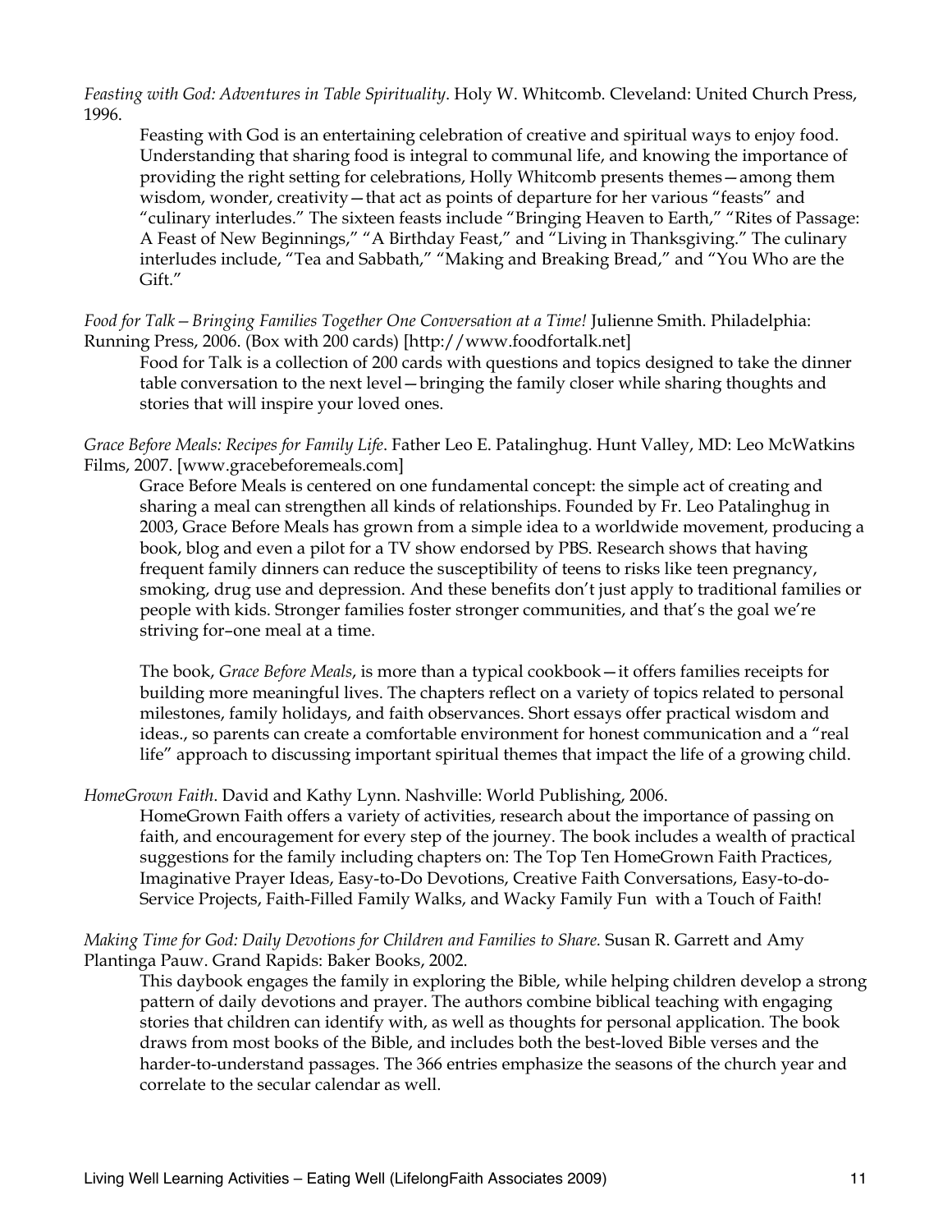*Feasting with God: Adventures in Table Spirituality*. Holy W. Whitcomb. Cleveland: United Church Press, 1996.

Feasting with God is an entertaining celebration of creative and spiritual ways to enjoy food. Understanding that sharing food is integral to communal life, and knowing the importance of providing the right setting for celebrations, Holly Whitcomb presents themes—among them wisdom, wonder, creativity—that act as points of departure for her various "feasts" and "culinary interludes." The sixteen feasts include "Bringing Heaven to Earth," "Rites of Passage: A Feast of New Beginnings," "A Birthday Feast," and "Living in Thanksgiving." The culinary interludes include, "Tea and Sabbath," "Making and Breaking Bread," and "You Who are the Gift."

*Food for Talk—Bringing Families Together One Conversation at a Time!* Julienne Smith. Philadelphia: Running Press, 2006. (Box with 200 cards) [http://www.foodfortalk.net]

Food for Talk is a collection of 200 cards with questions and topics designed to take the dinner table conversation to the next level—bringing the family closer while sharing thoughts and stories that will inspire your loved ones.

*Grace Before Meals: Recipes for Family Life*. Father Leo E. Patalinghug. Hunt Valley, MD: Leo McWatkins Films, 2007. [www.gracebeforemeals.com]

Grace Before Meals is centered on one fundamental concept: the simple act of creating and sharing a meal can strengthen all kinds of relationships. Founded by Fr. Leo Patalinghug in 2003, Grace Before Meals has grown from a simple idea to a worldwide movement, producing a book, blog and even a pilot for a TV show endorsed by PBS. Research shows that having frequent family dinners can reduce the susceptibility of teens to risks like teen pregnancy, smoking, drug use and depression. And these benefits don't just apply to traditional families or people with kids. Stronger families foster stronger communities, and that's the goal we're striving for–one meal at a time.

The book, *Grace Before Meals*, is more than a typical cookbook—it offers families receipts for building more meaningful lives. The chapters reflect on a variety of topics related to personal milestones, family holidays, and faith observances. Short essays offer practical wisdom and ideas., so parents can create a comfortable environment for honest communication and a "real life" approach to discussing important spiritual themes that impact the life of a growing child.

*HomeGrown Faith*. David and Kathy Lynn. Nashville: World Publishing, 2006.

HomeGrown Faith offers a variety of activities, research about the importance of passing on faith, and encouragement for every step of the journey. The book includes a wealth of practical suggestions for the family including chapters on: The Top Ten HomeGrown Faith Practices, Imaginative Prayer Ideas, Easy-to-Do Devotions, Creative Faith Conversations, Easy-to-do-Service Projects, Faith-Filled Family Walks, and Wacky Family Fun with a Touch of Faith!

*Making Time for God: Daily Devotions for Children and Families to Share.* Susan R. Garrett and Amy Plantinga Pauw. Grand Rapids: Baker Books, 2002.

This daybook engages the family in exploring the Bible, while helping children develop a strong pattern of daily devotions and prayer. The authors combine biblical teaching with engaging stories that children can identify with, as well as thoughts for personal application. The book draws from most books of the Bible, and includes both the best-loved Bible verses and the harder-to-understand passages. The 366 entries emphasize the seasons of the church year and correlate to the secular calendar as well.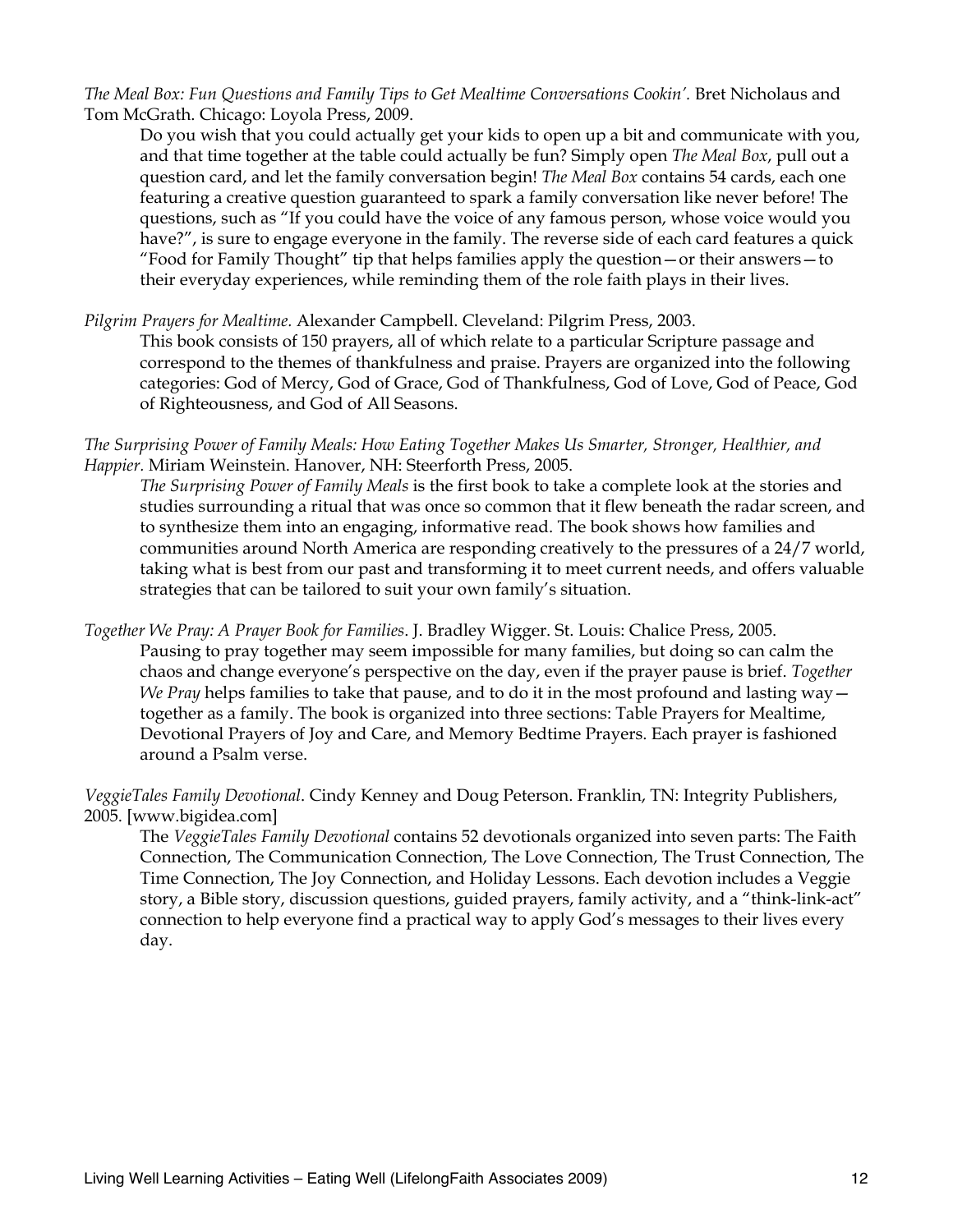*The Meal Box: Fun Questions and Family Tips to Get Mealtime Conversations Cookin'.* Bret Nicholaus and Tom McGrath. Chicago: Loyola Press, 2009.

Do you wish that you could actually get your kids to open up a bit and communicate with you, and that time together at the table could actually be fun? Simply open *The Meal Box*, pull out a question card, and let the family conversation begin! *The Meal Box* contains 54 cards, each one featuring a creative question guaranteed to spark a family conversation like never before! The questions, such as "If you could have the voice of any famous person, whose voice would you have?", is sure to engage everyone in the family. The reverse side of each card features a quick "Food for Family Thought" tip that helps families apply the question—or their answers—to their everyday experiences, while reminding them of the role faith plays in their lives.

*Pilgrim Prayers for Mealtime*. Alexander Campbell. Cleveland: Pilgrim Press, 2003.

This book consists of 150 prayers, all of which relate to a particular Scripture passage and correspond to the themes of thankfulness and praise. Prayers are organized into the following categories: God of Mercy, God of Grace, God of Thankfulness, God of Love, God of Peace, God of Righteousness, and God of All Seasons.

*The Surprising Power of Family Meals: How Eating Together Makes Us Smarter, Stronger, Healthier, and Happier.* Miriam Weinstein. Hanover, NH: Steerforth Press, 2005.

*The Surprising Power of Family Meals* is the first book to take a complete look at the stories and studies surrounding a ritual that was once so common that it flew beneath the radar screen, and to synthesize them into an engaging, informative read. The book shows how families and communities around North America are responding creatively to the pressures of a 24/7 world, taking what is best from our past and transforming it to meet current needs, and offers valuable strategies that can be tailored to suit your own family's situation.

*Together We Pray: A Prayer Book for Families*. J. Bradley Wigger. St. Louis: Chalice Press, 2005.

Pausing to pray together may seem impossible for many families, but doing so can calm the chaos and change everyone's perspective on the day, even if the prayer pause is brief. *Together We Pray* helps families to take that pause, and to do it in the most profound and lasting way—together as a family. The book is organized into three sections: Table Prayers for Mealtime, Devotional Prayers of Joy and Care, and Memory Bedtime Prayers. Each prayer is fashioned around a Psalm verse.

*VeggieTales Family Devotional*. Cindy Kenney and Doug Peterson. Franklin, TN: Integrity Publishers, 2005. [www.bigidea.com]

The *VeggieTales Family Devotional* contains 52 devotionals organized into seven parts: The Faith Connection, The Communication Connection, The Love Connection, The Trust Connection, The Time Connection, The Joy Connection, and Holiday Lessons. Each devotion includes a Veggie story, a Bible story, discussion questions, guided prayers, family activity, and a "think-link-act" connection to help everyone find a practical way to apply God's messages to their lives every day.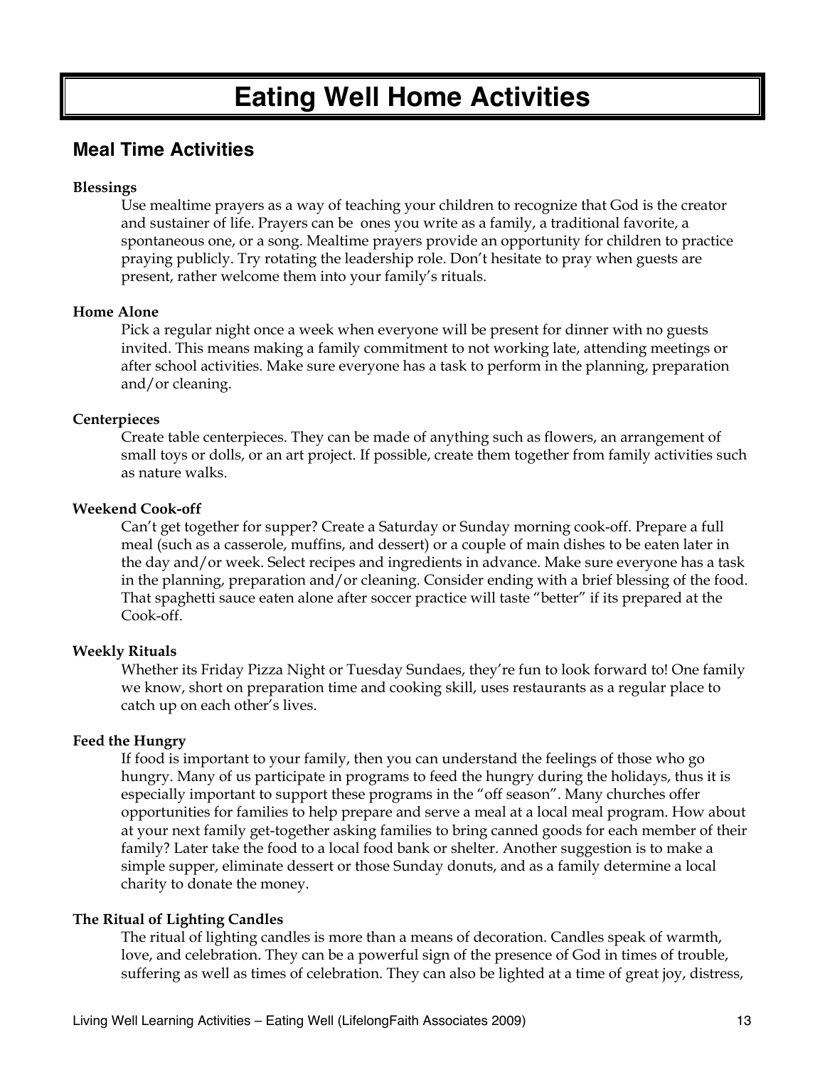# Eating Well Home Activities

## Meal Time Activities

**Blessings**

Use mealtime prayers as a way of teaching your children to recognize that God is the creator and sustainer of life. Prayers can be ones you write as a family, a traditional favorite, a spontaneous one, or a song. Mealtime prayers provide an opportunity for children to practice praying publicly. Try rotating the leadership role. Don't hesitate to pray when guests are present, rather welcome them into your family's rituals.

**Home Alone**

Pick a regular night once a week when everyone will be present for dinner with no guests invited. This means making a family commitment to not working late, attending meetings or after school activities. Make sure everyone has a task to perform in the planning, preparation and/or cleaning.

**Centerpieces**

Create table centerpieces. They can be made of anything such as flowers, an arrangement of small toys or dolls, or an art project. If possible, create them together from family activities such as nature walks.

**Weekend Cook-off**

Can't get together for supper? Create a Saturday or Sunday morning cook-off. Prepare a full meal (such as a casserole, muffins, and dessert) or a couple of main dishes to be eaten later in the day and/or week. Select recipes and ingredients in advance. Make sure everyone has a task in the planning, preparation and/or cleaning. Consider ending with a brief blessing of the food. That spaghetti sauce eaten alone after soccer practice will taste "better" if its prepared at the Cook-off.

**Weekly Rituals**

Whether its Friday Pizza Night or Tuesday Sundaes, they're fun to look forward to! One family we know, short on preparation time and cooking skill, uses restaurants as a regular place to catch up on each other's lives.

**Feed the Hungry**

If food is important to your family, then you can understand the feelings of those who go hungry. Many of us participate in programs to feed the hungry during the holidays, thus it is especially important to support these programs in the "off season". Many churches offer opportunities for families to help prepare and serve a meal at a local meal program. How about at your next family get-together asking families to bring canned goods for each member of their family? Later take the food to a local food bank or shelter. Another suggestion is to make a simple supper, eliminate dessert or those Sunday donuts, and as a family determine a local charity to donate the money.

**The Ritual of Lighting Candles**

The ritual of lighting candles is more than a means of decoration. Candles speak of warmth, love, and celebration. They can be a powerful sign of the presence of God in times of trouble, suffering as well as times of celebration. They can also be lighted at a time of great joy, distress,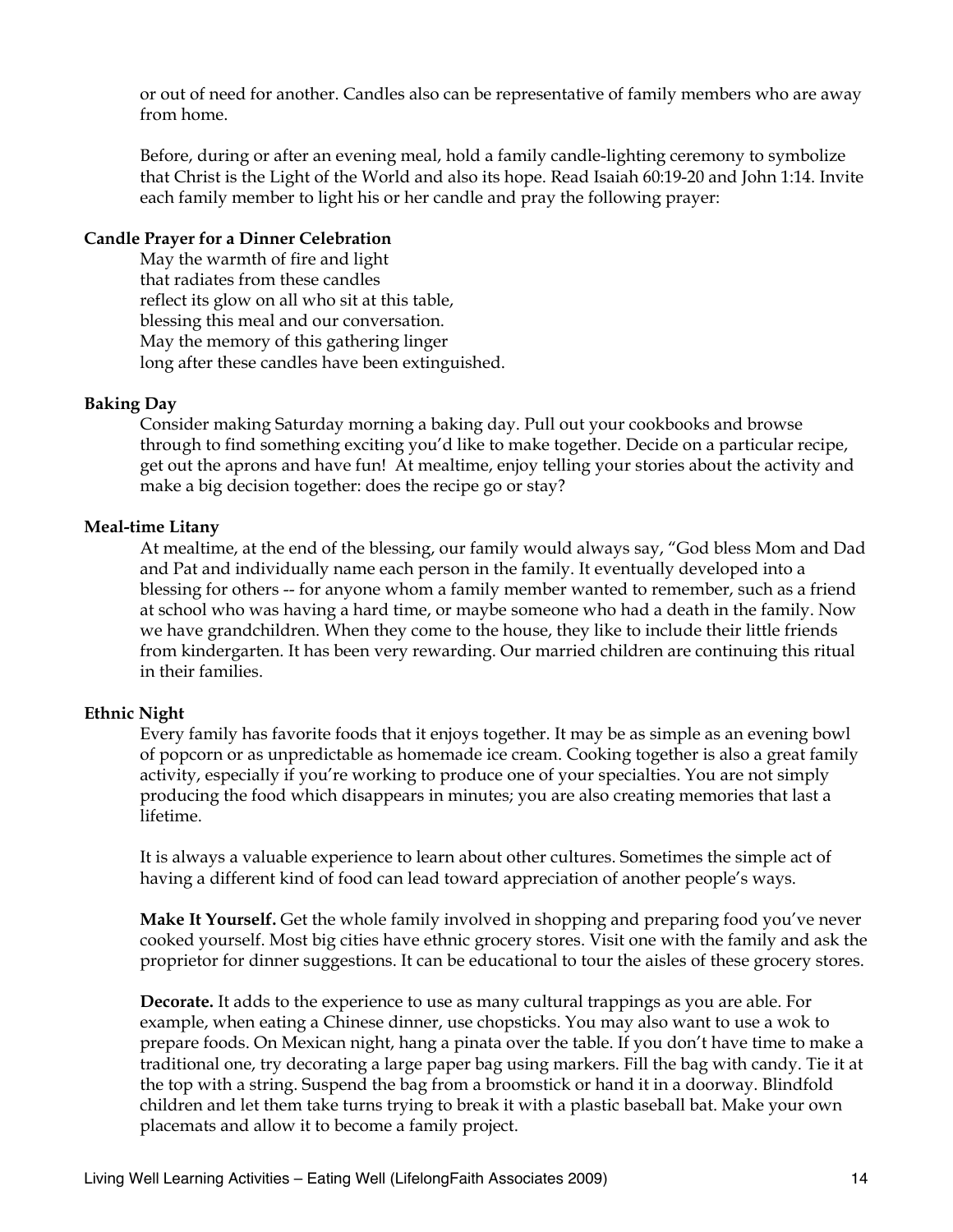or out of need for another. Candles also can be representative of family members who are away from home.

Before, during or after an evening meal, hold a family candle-lighting ceremony to symbolize that Christ is the Light of the World and also its hope. Read Isaiah 60:19-20 and John 1:14. Invite each family member to light his or her candle and pray the following prayer:

**Candle Prayer for a Dinner Celebration**

May the warmth of fire and light
that radiates from these candles
reflect its glow on all who sit at this table,
blessing this meal and our conversation.
May the memory of this gathering linger
long after these candles have been extinguished.

**Baking Day**

Consider making Saturday morning a baking day. Pull out your cookbooks and browse through to find something exciting you'd like to make together. Decide on a particular recipe, get out the aprons and have fun! At mealtime, enjoy telling your stories about the activity and make a big decision together: does the recipe go or stay?

**Meal-time Litany**

At mealtime, at the end of the blessing, our family would always say, "God bless Mom and Dad and Pat and individually name each person in the family. It eventually developed into a blessing for others -- for anyone whom a family member wanted to remember, such as a friend at school who was having a hard time, or maybe someone who had a death in the family. Now we have grandchildren. When they come to the house, they like to include their little friends from kindergarten. It has been very rewarding. Our married children are continuing this ritual in their families.

**Ethnic Night**

Every family has favorite foods that it enjoys together. It may be as simple as an evening bowl of popcorn or as unpredictable as homemade ice cream. Cooking together is also a great family activity, especially if you're working to produce one of your specialties. You are not simply producing the food which disappears in minutes; you are also creating memories that last a lifetime.

It is always a valuable experience to learn about other cultures. Sometimes the simple act of having a different kind of food can lead toward appreciation of another people's ways.

**Make It Yourself.** Get the whole family involved in shopping and preparing food you've never cooked yourself. Most big cities have ethnic grocery stores. Visit one with the family and ask the proprietor for dinner suggestions. It can be educational to tour the aisles of these grocery stores.

**Decorate.** It adds to the experience to use as many cultural trappings as you are able. For example, when eating a Chinese dinner, use chopsticks. You may also want to use a wok to prepare foods. On Mexican night, hang a pinata over the table. If you don't have time to make a traditional one, try decorating a large paper bag using markers. Fill the bag with candy. Tie it at the top with a string. Suspend the bag from a broomstick or hand it in a doorway. Blindfold children and let them take turns trying to break it with a plastic baseball bat. Make your own placemats and allow it to become a family project.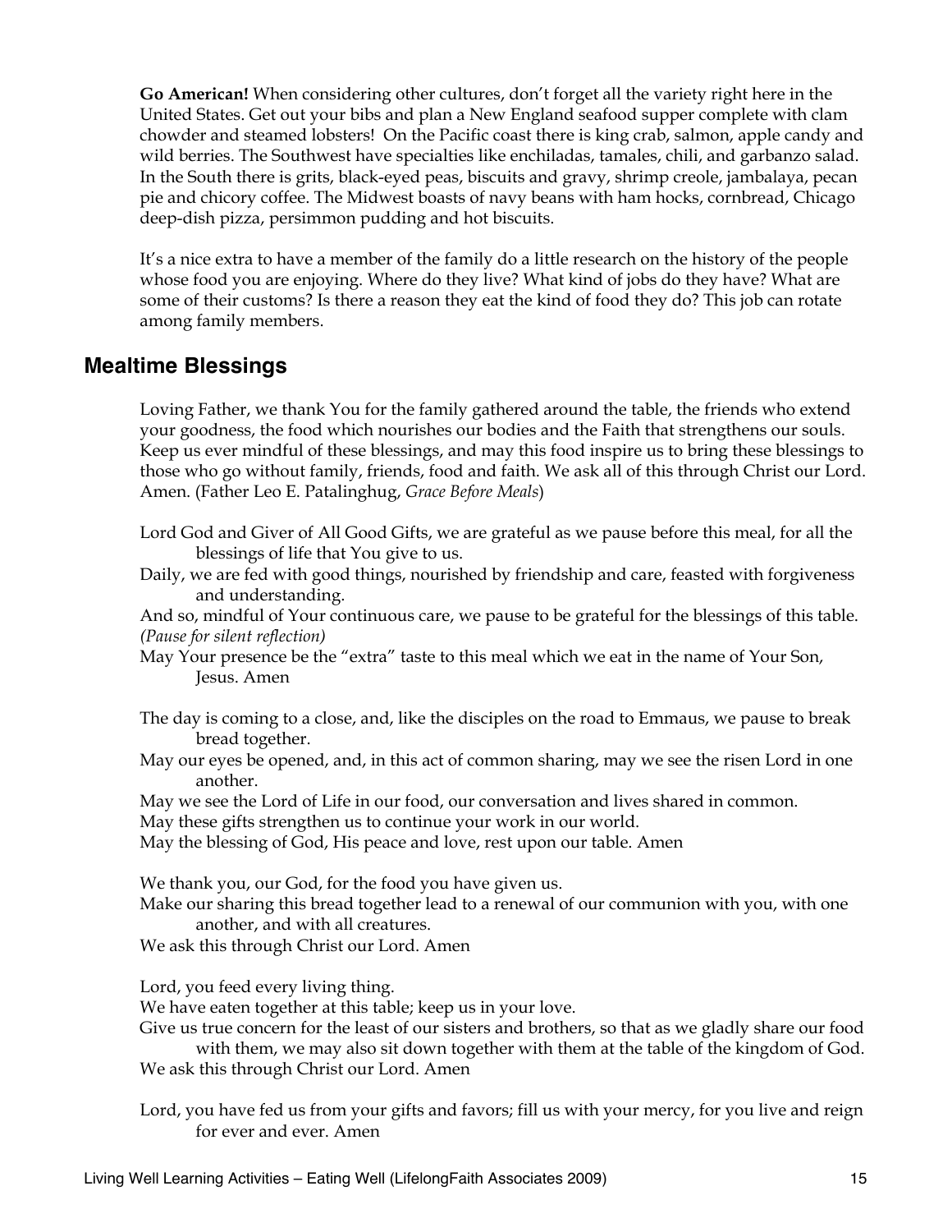**Go American!** When considering other cultures, don't forget all the variety right here in the United States. Get out your bibs and plan a New England seafood supper complete with clam chowder and steamed lobsters! On the Pacific coast there is king crab, salmon, apple candy and wild berries. The Southwest have specialties like enchiladas, tamales, chili, and garbanzo salad. In the South there is grits, black-eyed peas, biscuits and gravy, shrimp creole, jambalaya, pecan pie and chicory coffee. The Midwest boasts of navy beans with ham hocks, cornbread, Chicago deep-dish pizza, persimmon pudding and hot biscuits.

It's a nice extra to have a member of the family do a little research on the history of the people whose food you are enjoying. Where do they live? What kind of jobs do they have? What are some of their customs? Is there a reason they eat the kind of food they do? This job can rotate among family members.

## Mealtime Blessings

Loving Father, we thank You for the family gathered around the table, the friends who extend your goodness, the food which nourishes our bodies and the Faith that strengthens our souls. Keep us ever mindful of these blessings, and may this food inspire us to bring these blessings to those who go without family, friends, food and faith. We ask all of this through Christ our Lord. Amen. (Father Leo E. Patalinghug, *Grace Before Meals*)

Lord God and Giver of All Good Gifts, we are grateful as we pause before this meal, for all the blessings of life that You give to us.
Daily, we are fed with good things, nourished by friendship and care, feasted with forgiveness and understanding.
And so, mindful of Your continuous care, we pause to be grateful for the blessings of this table.
*(Pause for silent reflection)*
May Your presence be the "extra" taste to this meal which we eat in the name of Your Son, Jesus. Amen

The day is coming to a close, and, like the disciples on the road to Emmaus, we pause to break bread together.
May our eyes be opened, and, in this act of common sharing, may we see the risen Lord in one another.
May we see the Lord of Life in our food, our conversation and lives shared in common.
May these gifts strengthen us to continue your work in our world.
May the blessing of God, His peace and love, rest upon our table. Amen

We thank you, our God, for the food you have given us.
Make our sharing this bread together lead to a renewal of our communion with you, with one another, and with all creatures.
We ask this through Christ our Lord. Amen

Lord, you feed every living thing.
We have eaten together at this table; keep us in your love.
Give us true concern for the least of our sisters and brothers, so that as we gladly share our food with them, we may also sit down together with them at the table of the kingdom of God.
We ask this through Christ our Lord. Amen

Lord, you have fed us from your gifts and favors; fill us with your mercy, for you live and reign for ever and ever. Amen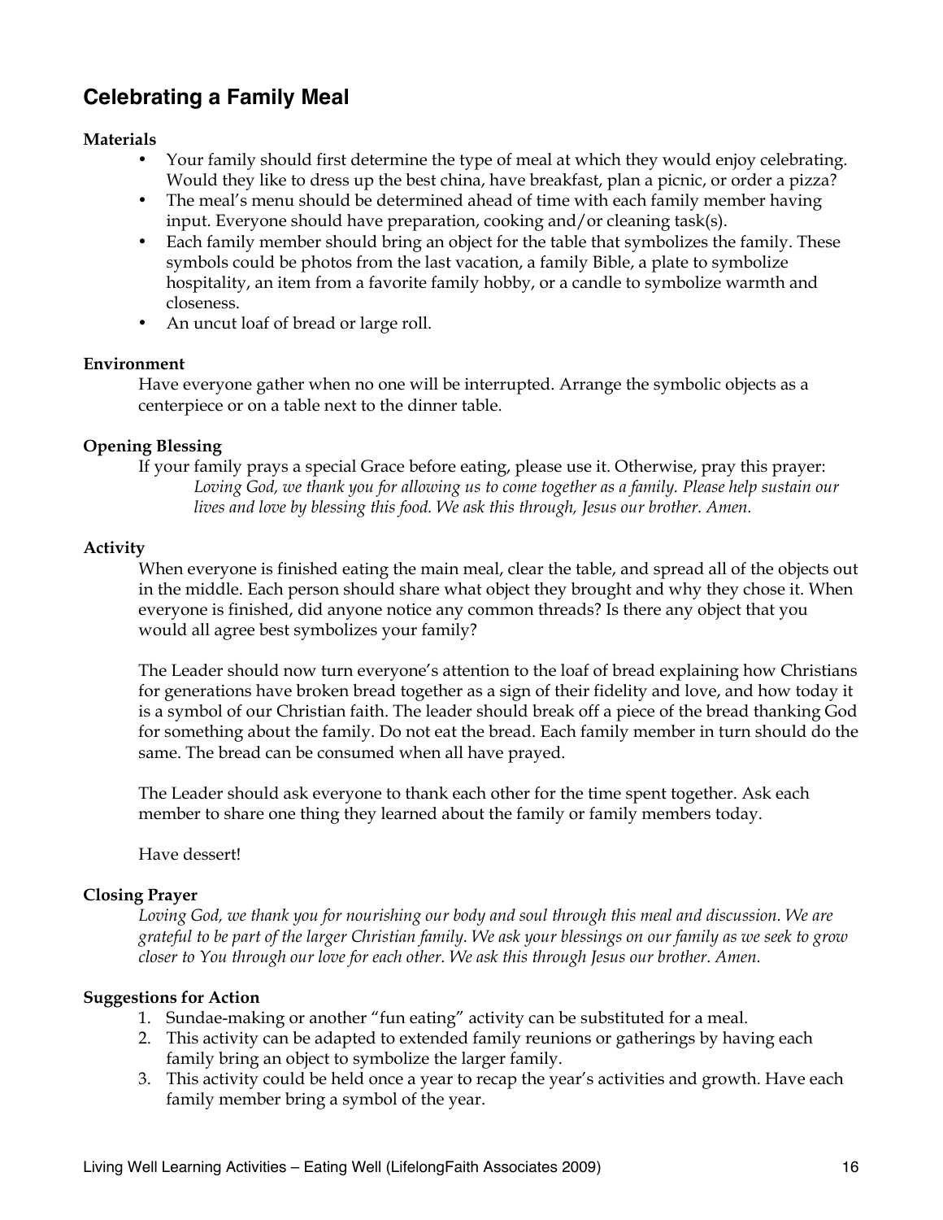## Celebrating a Family Meal

**Materials**

- Your family should first determine the type of meal at which they would enjoy celebrating. Would they like to dress up the best china, have breakfast, plan a picnic, or order a pizza?
- The meal's menu should be determined ahead of time with each family member having input. Everyone should have preparation, cooking and/or cleaning task(s).
- Each family member should bring an object for the table that symbolizes the family. These symbols could be photos from the last vacation, a family Bible, a plate to symbolize hospitality, an item from a favorite family hobby, or a candle to symbolize warmth and closeness.
- An uncut loaf of bread or large roll.

**Environment**

Have everyone gather when no one will be interrupted. Arrange the symbolic objects as a centerpiece or on a table next to the dinner table.

**Opening Blessing**

If your family prays a special Grace before eating, please use it. Otherwise, pray this prayer:

*Loving God, we thank you for allowing us to come together as a family. Please help sustain our lives and love by blessing this food. We ask this through, Jesus our brother. Amen.*

**Activity**

When everyone is finished eating the main meal, clear the table, and spread all of the objects out in the middle. Each person should share what object they brought and why they chose it. When everyone is finished, did anyone notice any common threads? Is there any object that you would all agree best symbolizes your family?

The Leader should now turn everyone's attention to the loaf of bread explaining how Christians for generations have broken bread together as a sign of their fidelity and love, and how today it is a symbol of our Christian faith. The leader should break off a piece of the bread thanking God for something about the family. Do not eat the bread. Each family member in turn should do the same. The bread can be consumed when all have prayed.

The Leader should ask everyone to thank each other for the time spent together. Ask each member to share one thing they learned about the family or family members today.

Have dessert!

**Closing Prayer**

*Loving God, we thank you for nourishing our body and soul through this meal and discussion. We are grateful to be part of the larger Christian family. We ask your blessings on our family as we seek to grow closer to You through our love for each other. We ask this through Jesus our brother. Amen.*

**Suggestions for Action**

1. Sundae-making or another "fun eating" activity can be substituted for a meal.
2. This activity can be adapted to extended family reunions or gatherings by having each family bring an object to symbolize the larger family.
3. This activity could be held once a year to recap the year's activities and growth. Have each family member bring a symbol of the year.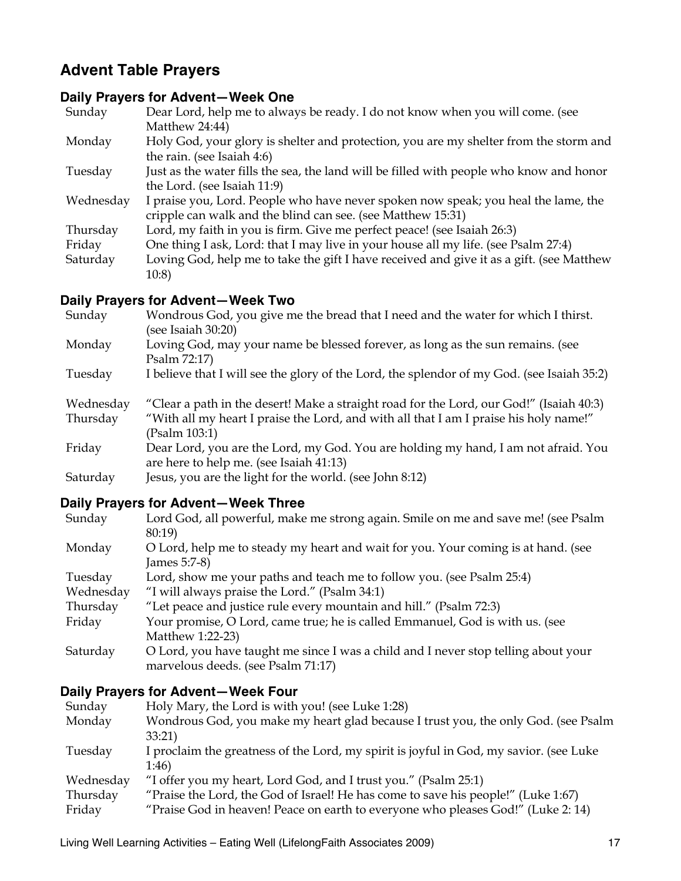## Advent Table Prayers

### Daily Prayers for Advent—Week One

| | |
|---|---|
| Sunday | Dear Lord, help me to always be ready. I do not know when you will come. (see Matthew 24:44) |
| Monday | Holy God, your glory is shelter and protection, you are my shelter from the storm and the rain. (see Isaiah 4:6) |
| Tuesday | Just as the water fills the sea, the land will be filled with people who know and honor the Lord. (see Isaiah 11:9) |
| Wednesday | I praise you, Lord. People who have never spoken now speak; you heal the lame, the cripple can walk and the blind can see. (see Matthew 15:31) |
| Thursday | Lord, my faith in you is firm. Give me perfect peace! (see Isaiah 26:3) |
| Friday | One thing I ask, Lord: that I may live in your house all my life. (see Psalm 27:4) |
| Saturday | Loving God, help me to take the gift I have received and give it as a gift. (see Matthew 10:8) |

### Daily Prayers for Advent—Week Two

| | |
|---|---|
| Sunday | Wondrous God, you give me the bread that I need and the water for which I thirst. (see Isaiah 30:20) |
| Monday | Loving God, may your name be blessed forever, as long as the sun remains. (see Psalm 72:17) |
| Tuesday | I believe that I will see the glory of the Lord, the splendor of my God. (see Isaiah 35:2) |
| Wednesday | "Clear a path in the desert! Make a straight road for the Lord, our God!" (Isaiah 40:3) |
| Thursday | "With all my heart I praise the Lord, and with all that I am I praise his holy name!" (Psalm 103:1) |
| Friday | Dear Lord, you are the Lord, my God. You are holding my hand, I am not afraid. You are here to help me. (see Isaiah 41:13) |
| Saturday | Jesus, you are the light for the world. (see John 8:12) |

### Daily Prayers for Advent—Week Three

| | |
|---|---|
| Sunday | Lord God, all powerful, make me strong again. Smile on me and save me! (see Psalm 80:19) |
| Monday | O Lord, help me to steady my heart and wait for you. Your coming is at hand. (see James 5:7-8) |
| Tuesday | Lord, show me your paths and teach me to follow you. (see Psalm 25:4) |
| Wednesday | "I will always praise the Lord." (Psalm 34:1) |
| Thursday | "Let peace and justice rule every mountain and hill." (Psalm 72:3) |
| Friday | Your promise, O Lord, came true; he is called Emmanuel, God is with us. (see Matthew 1:22-23) |
| Saturday | O Lord, you have taught me since I was a child and I never stop telling about your marvelous deeds. (see Psalm 71:17) |

### Daily Prayers for Advent—Week Four

| | |
|---|---|
| Sunday | Holy Mary, the Lord is with you! (see Luke 1:28) |
| Monday | Wondrous God, you make my heart glad because I trust you, the only God. (see Psalm 33:21) |
| Tuesday | I proclaim the greatness of the Lord, my spirit is joyful in God, my savior. (see Luke 1:46) |
| Wednesday | "I offer you my heart, Lord God, and I trust you." (Psalm 25:1) |
| Thursday | "Praise the Lord, the God of Israel! He has come to save his people!" (Luke 1:67) |
| Friday | "Praise God in heaven! Peace on earth to everyone who pleases God!" (Luke 2: 14) |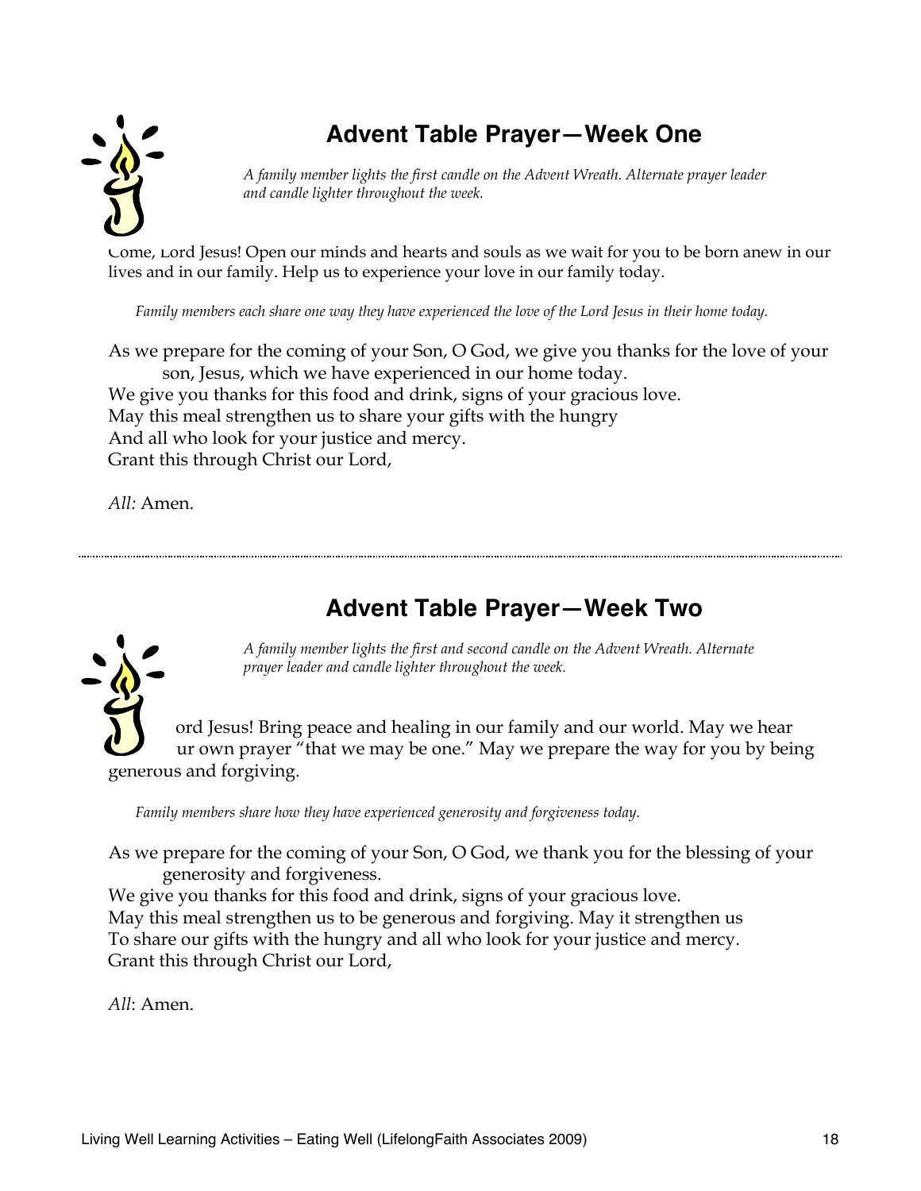## Advent Table Prayer—Week One

*A family member lights the first candle on the Advent Wreath. Alternate prayer leader and candle lighter throughout the week.*

Come, Lord Jesus! Open our minds and hearts and souls as we wait for you to be born anew in our lives and in our family. Help us to experience your love in our family today.

*Family members each share one way they have experienced the love of the Lord Jesus in their home today.*

As we prepare for the coming of your Son, O God, we give you thanks for the love of your son, Jesus, which we have experienced in our home today.
We give you thanks for this food and drink, signs of your gracious love.
May this meal strengthen us to share your gifts with the hungry
And all who look for your justice and mercy.
Grant this through Christ our Lord,

*All:* Amen.

---

## Advent Table Prayer—Week Two

*A family member lights the first and second candle on the Advent Wreath. Alternate prayer leader and candle lighter throughout the week.*

ord Jesus! Bring peace and healing in our family and our world. May we hear ur own prayer "that we may be one." May we prepare the way for you by being generous and forgiving.

*Family members share how they have experienced generosity and forgiveness today.*

As we prepare for the coming of your Son, O God, we thank you for the blessing of your generosity and forgiveness.
We give you thanks for this food and drink, signs of your gracious love.
May this meal strengthen us to be generous and forgiving. May it strengthen us
To share our gifts with the hungry and all who look for your justice and mercy.
Grant this through Christ our Lord,

*All*: Amen.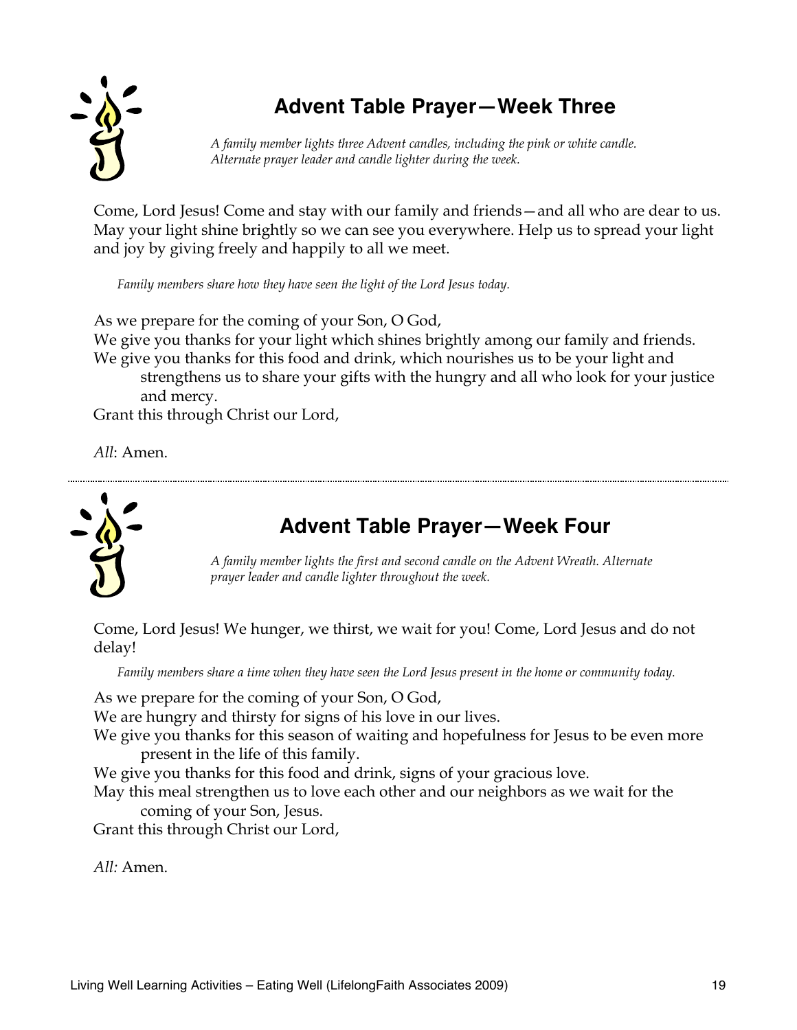## Advent Table Prayer—Week Three

*A family member lights three Advent candles, including the pink or white candle. Alternate prayer leader and candle lighter during the week.*

Come, Lord Jesus! Come and stay with our family and friends—and all who are dear to us. May your light shine brightly so we can see you everywhere. Help us to spread your light and joy by giving freely and happily to all we meet.

*Family members share how they have seen the light of the Lord Jesus today.*

As we prepare for the coming of your Son, O God,
We give you thanks for your light which shines brightly among our family and friends.
We give you thanks for this food and drink, which nourishes us to be your light and strengthens us to share your gifts with the hungry and all who look for your justice and mercy.
Grant this through Christ our Lord,

*All*: Amen.

---

## Advent Table Prayer—Week Four

*A family member lights the first and second candle on the Advent Wreath. Alternate prayer leader and candle lighter throughout the week.*

Come, Lord Jesus! We hunger, we thirst, we wait for you! Come, Lord Jesus and do not delay!

*Family members share a time when they have seen the Lord Jesus present in the home or community today.*

As we prepare for the coming of your Son, O God,
We are hungry and thirsty for signs of his love in our lives.
We give you thanks for this season of waiting and hopefulness for Jesus to be even more present in the life of this family.
We give you thanks for this food and drink, signs of your gracious love.
May this meal strengthen us to love each other and our neighbors as we wait for the coming of your Son, Jesus.
Grant this through Christ our Lord,

*All:* Amen.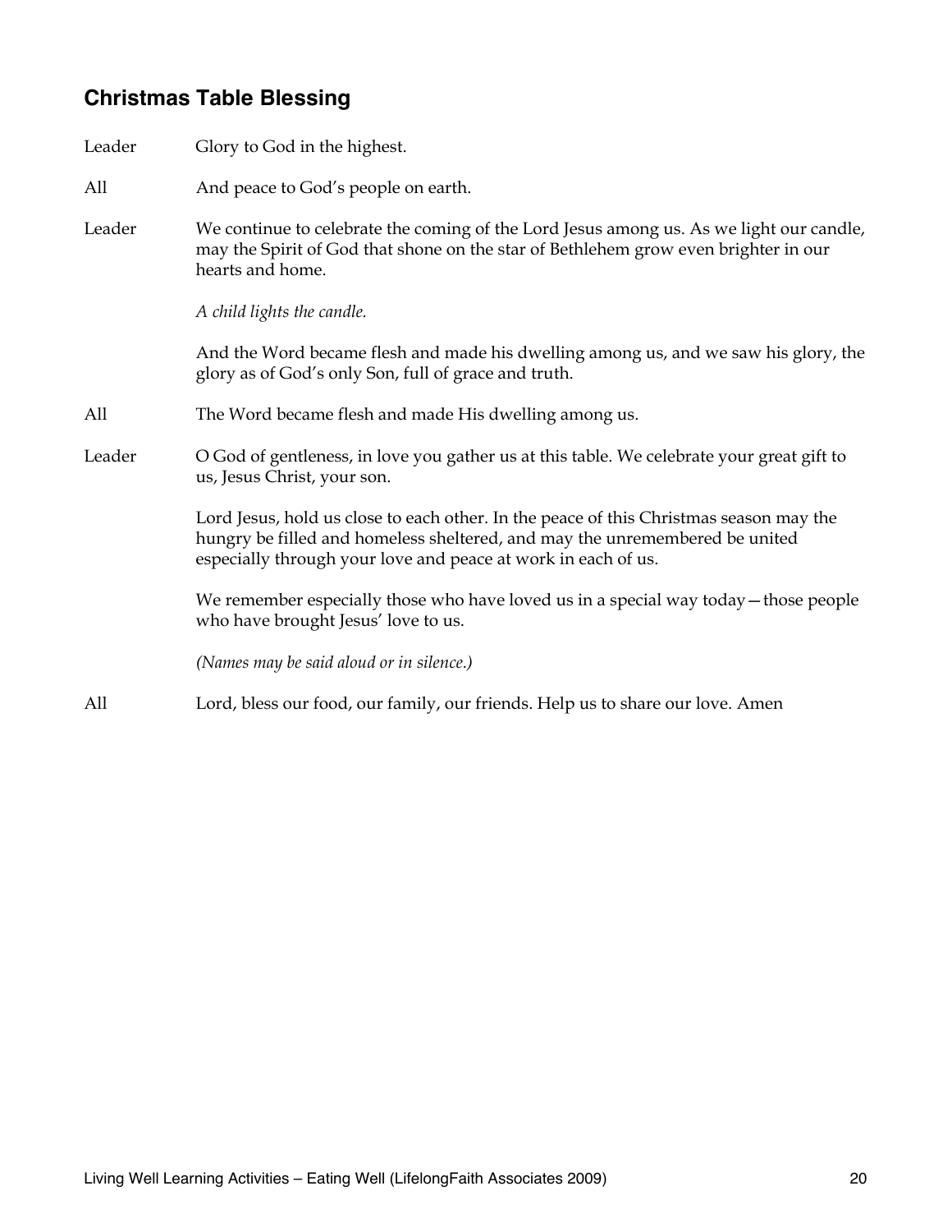## Christmas Table Blessing

**Leader** Glory to God in the highest.

**All** And peace to God's people on earth.

**Leader** We continue to celebrate the coming of the Lord Jesus among us. As we light our candle, may the Spirit of God that shone on the star of Bethlehem grow even brighter in our hearts and home.

*A child lights the candle.*

And the Word became flesh and made his dwelling among us, and we saw his glory, the glory as of God's only Son, full of grace and truth.

**All** The Word became flesh and made His dwelling among us.

**Leader** O God of gentleness, in love you gather us at this table. We celebrate your great gift to us, Jesus Christ, your son.

Lord Jesus, hold us close to each other. In the peace of this Christmas season may the hungry be filled and homeless sheltered, and may the unremembered be united especially through your love and peace at work in each of us.

We remember especially those who have loved us in a special way today—those people who have brought Jesus' love to us.

*(Names may be said aloud or in silence.)*

**All** Lord, bless our food, our family, our friends. Help us to share our love. Amen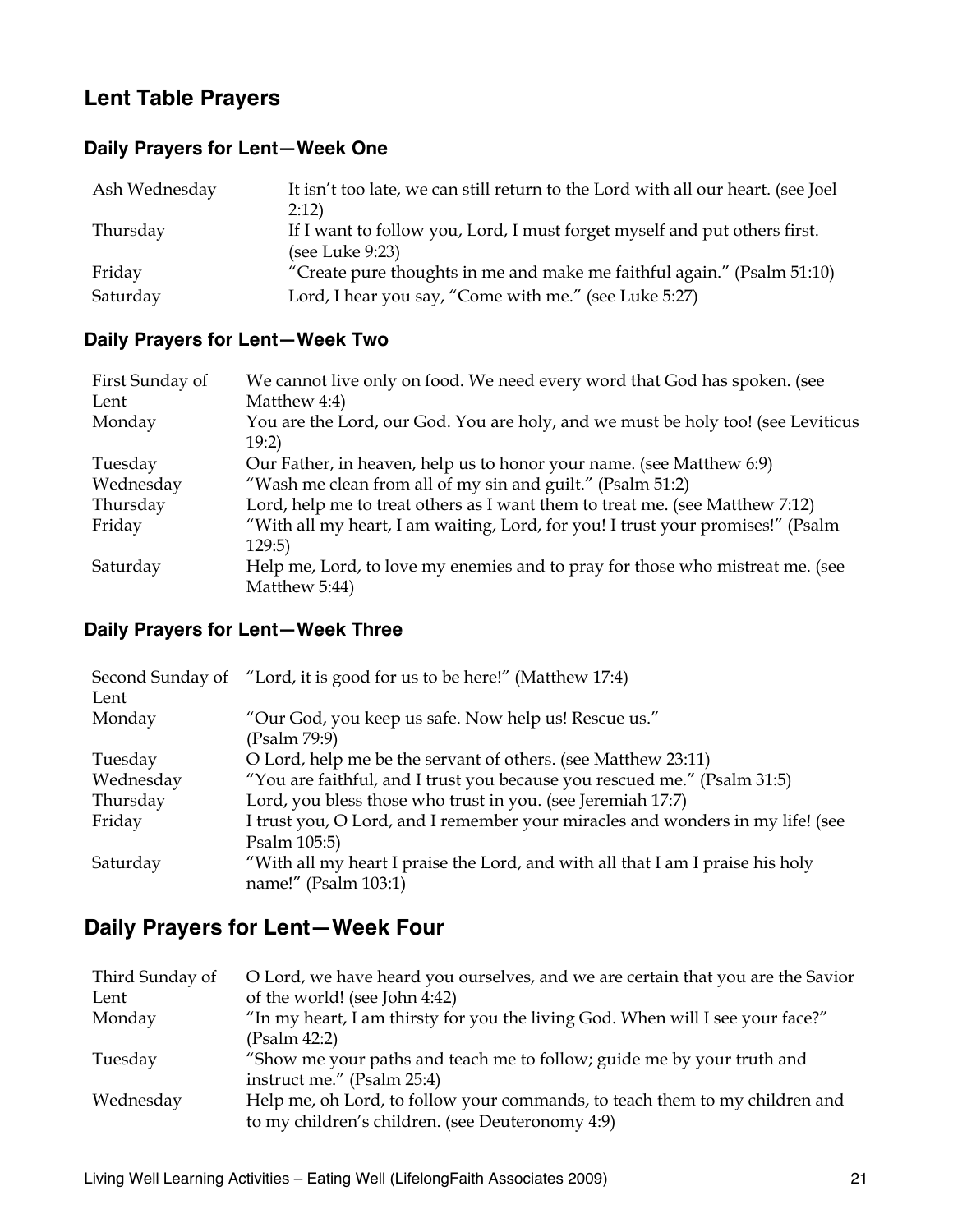# Lent Table Prayers

## Daily Prayers for Lent—Week One

| | |
|---|---|
| Ash Wednesday | It isn't too late, we can still return to the Lord with all our heart. (see Joel 2:12) |
| Thursday | If I want to follow you, Lord, I must forget myself and put others first. (see Luke 9:23) |
| Friday | "Create pure thoughts in me and make me faithful again." (Psalm 51:10) |
| Saturday | Lord, I hear you say, "Come with me." (see Luke 5:27) |

## Daily Prayers for Lent—Week Two

| | |
|---|---|
| First Sunday of Lent | We cannot live only on food. We need every word that God has spoken. (see Matthew 4:4) |
| Monday | You are the Lord, our God. You are holy, and we must be holy too! (see Leviticus 19:2) |
| Tuesday | Our Father, in heaven, help us to honor your name. (see Matthew 6:9) |
| Wednesday | "Wash me clean from all of my sin and guilt." (Psalm 51:2) |
| Thursday | Lord, help me to treat others as I want them to treat me. (see Matthew 7:12) |
| Friday | "With all my heart, I am waiting, Lord, for you! I trust your promises!" (Psalm 129:5) |
| Saturday | Help me, Lord, to love my enemies and to pray for those who mistreat me. (see Matthew 5:44) |

## Daily Prayers for Lent—Week Three

| | |
|---|---|
| Second Sunday of Lent | "Lord, it is good for us to be here!" (Matthew 17:4) |
| Monday | "Our God, you keep us safe. Now help us! Rescue us." (Psalm 79:9) |
| Tuesday | O Lord, help me be the servant of others. (see Matthew 23:11) |
| Wednesday | "You are faithful, and I trust you because you rescued me." (Psalm 31:5) |
| Thursday | Lord, you bless those who trust in you. (see Jeremiah 17:7) |
| Friday | I trust you, O Lord, and I remember your miracles and wonders in my life! (see Psalm 105:5) |
| Saturday | "With all my heart I praise the Lord, and with all that I am I praise his holy name!" (Psalm 103:1) |

# Daily Prayers for Lent—Week Four

| | |
|---|---|
| Third Sunday of Lent | O Lord, we have heard you ourselves, and we are certain that you are the Savior of the world! (see John 4:42) |
| Monday | "In my heart, I am thirsty for you the living God. When will I see your face?" (Psalm 42:2) |
| Tuesday | "Show me your paths and teach me to follow; guide me by your truth and instruct me." (Psalm 25:4) |
| Wednesday | Help me, oh Lord, to follow your commands, to teach them to my children and to my children's children. (see Deuteronomy 4:9) |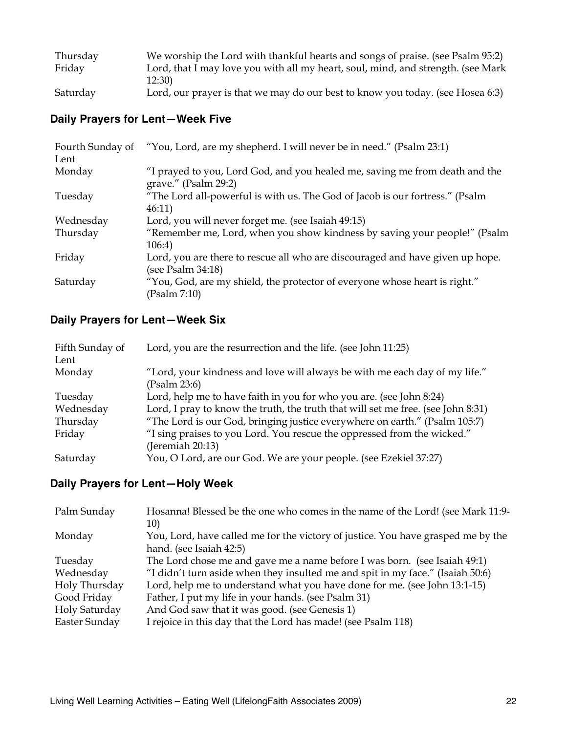| | |
|---|---|
| Thursday | We worship the Lord with thankful hearts and songs of praise. (see Psalm 95:2) |
| Friday | Lord, that I may love you with all my heart, soul, mind, and strength. (see Mark 12:30) |
| Saturday | Lord, our prayer is that we may do our best to know you today. (see Hosea 6:3) |

### Daily Prayers for Lent—Week Five

| | |
|---|---|
| Fourth Sunday of Lent | "You, Lord, are my shepherd. I will never be in need." (Psalm 23:1) |
| Monday | "I prayed to you, Lord God, and you healed me, saving me from death and the grave." (Psalm 29:2) |
| Tuesday | "The Lord all-powerful is with us. The God of Jacob is our fortress." (Psalm 46:11) |
| Wednesday | Lord, you will never forget me. (see Isaiah 49:15) |
| Thursday | "Remember me, Lord, when you show kindness by saving your people!" (Psalm 106:4) |
| Friday | Lord, you are there to rescue all who are discouraged and have given up hope. (see Psalm 34:18) |
| Saturday | "You, God, are my shield, the protector of everyone whose heart is right." (Psalm 7:10) |

### Daily Prayers for Lent—Week Six

| | |
|---|---|
| Fifth Sunday of Lent | Lord, you are the resurrection and the life. (see John 11:25) |
| Monday | "Lord, your kindness and love will always be with me each day of my life." (Psalm 23:6) |
| Tuesday | Lord, help me to have faith in you for who you are. (see John 8:24) |
| Wednesday | Lord, I pray to know the truth, the truth that will set me free. (see John 8:31) |
| Thursday | "The Lord is our God, bringing justice everywhere on earth." (Psalm 105:7) |
| Friday | "I sing praises to you Lord. You rescue the oppressed from the wicked." (Jeremiah 20:13) |
| Saturday | You, O Lord, are our God. We are your people. (see Ezekiel 37:27) |

### Daily Prayers for Lent—Holy Week

| | |
|---|---|
| Palm Sunday | Hosanna! Blessed be the one who comes in the name of the Lord! (see Mark 11:9-10) |
| Monday | You, Lord, have called me for the victory of justice. You have grasped me by the hand. (see Isaiah 42:5) |
| Tuesday | The Lord chose me and gave me a name before I was born. (see Isaiah 49:1) |
| Wednesday | "I didn't turn aside when they insulted me and spit in my face." (Isaiah 50:6) |
| Holy Thursday | Lord, help me to understand what you have done for me. (see John 13:1-15) |
| Good Friday | Father, I put my life in your hands. (see Psalm 31) |
| Holy Saturday | And God saw that it was good. (see Genesis 1) |
| Easter Sunday | I rejoice in this day that the Lord has made! (see Psalm 118) |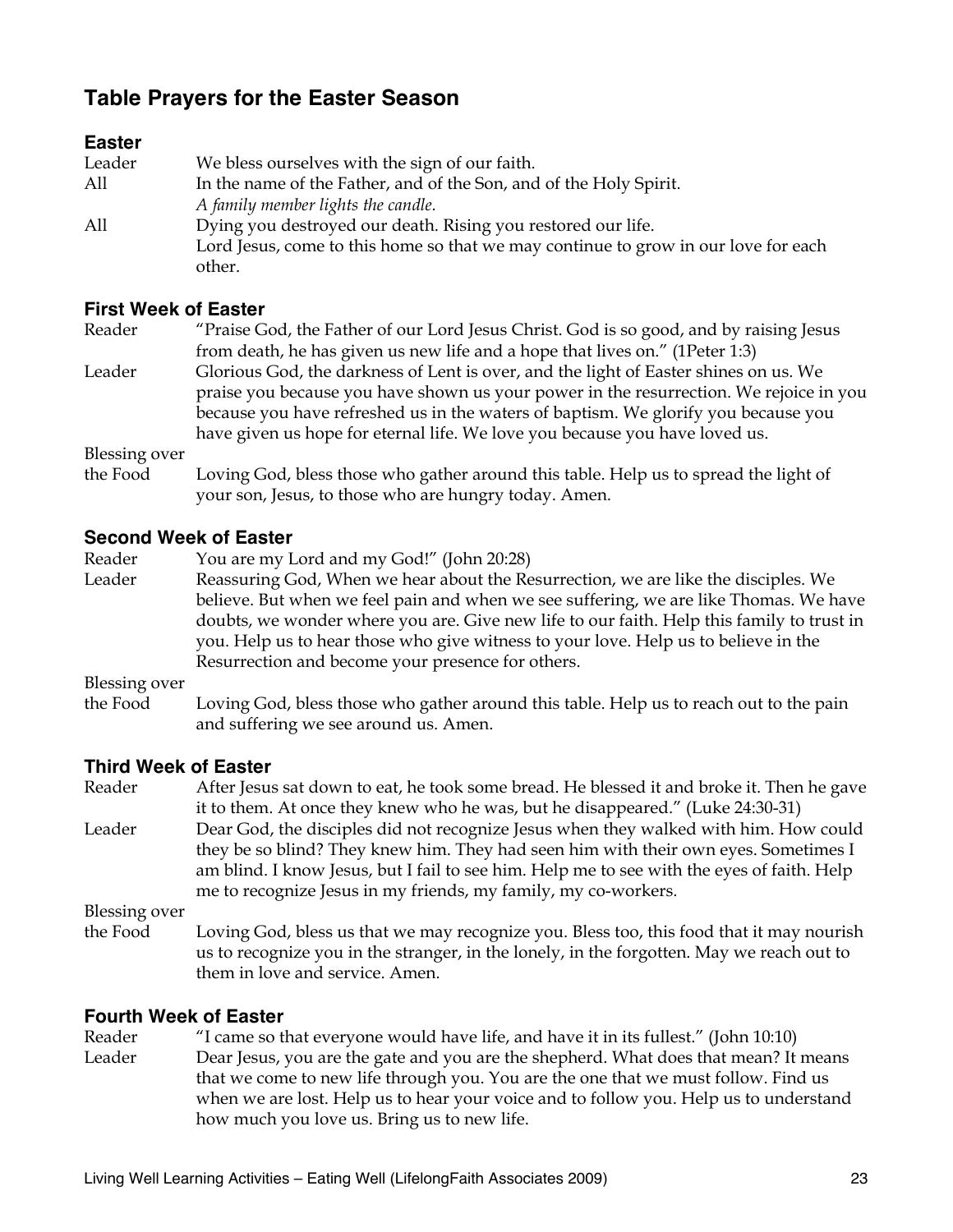## Table Prayers for the Easter Season

### Easter

| | |
|---|---|
| Leader | We bless ourselves with the sign of our faith. |
| All | In the name of the Father, and of the Son, and of the Holy Spirit.<br>*A family member lights the candle.* |
| All | Dying you destroyed our death. Rising you restored our life.<br>Lord Jesus, come to this home so that we may continue to grow in our love for each other. |

### First Week of Easter

| | |
|---|---|
| Reader | "Praise God, the Father of our Lord Jesus Christ. God is so good, and by raising Jesus from death, he has given us new life and a hope that lives on." (1Peter 1:3) |
| Leader | Glorious God, the darkness of Lent is over, and the light of Easter shines on us. We praise you because you have shown us your power in the resurrection. We rejoice in you because you have refreshed us in the waters of baptism. We glorify you because you have given us hope for eternal life. We love you because you have loved us. |
| Blessing over the Food | Loving God, bless those who gather around this table. Help us to spread the light of your son, Jesus, to those who are hungry today. Amen. |

### Second Week of Easter

| | |
|---|---|
| Reader | You are my Lord and my God!" (John 20:28) |
| Leader | Reassuring God, When we hear about the Resurrection, we are like the disciples. We believe. But when we feel pain and when we see suffering, we are like Thomas. We have doubts, we wonder where you are. Give new life to our faith. Help this family to trust in you. Help us to hear those who give witness to your love. Help us to believe in the Resurrection and become your presence for others. |
| Blessing over the Food | Loving God, bless those who gather around this table. Help us to reach out to the pain and suffering we see around us. Amen. |

### Third Week of Easter

| | |
|---|---|
| Reader | After Jesus sat down to eat, he took some bread. He blessed it and broke it. Then he gave it to them. At once they knew who he was, but he disappeared." (Luke 24:30-31) |
| Leader | Dear God, the disciples did not recognize Jesus when they walked with him. How could they be so blind? They knew him. They had seen him with their own eyes. Sometimes I am blind. I know Jesus, but I fail to see him. Help me to see with the eyes of faith. Help me to recognize Jesus in my friends, my family, my co-workers. |
| Blessing over the Food | Loving God, bless us that we may recognize you. Bless too, this food that it may nourish us to recognize you in the stranger, in the lonely, in the forgotten. May we reach out to them in love and service. Amen. |

### Fourth Week of Easter

| | |
|---|---|
| Reader | "I came so that everyone would have life, and have it in its fullest." (John 10:10) |
| Leader | Dear Jesus, you are the gate and you are the shepherd. What does that mean? It means that we come to new life through you. You are the one that we must follow. Find us when we are lost. Help us to hear your voice and to follow you. Help us to understand how much you love us. Bring us to new life. |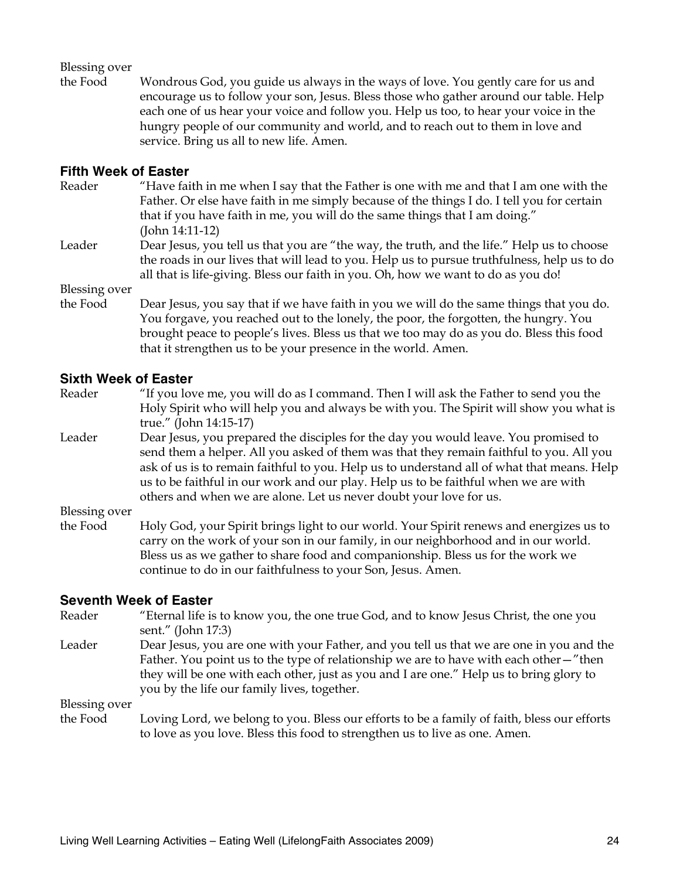**Blessing over the Food** Wondrous God, you guide us always in the ways of love. You gently care for us and encourage us to follow your son, Jesus. Bless those who gather around our table. Help each one of us hear your voice and follow you. Help us too, to hear your voice in the hungry people of our community and world, and to reach out to them in love and service. Bring us all to new life. Amen.

### Fifth Week of Easter

**Reader** "Have faith in me when I say that the Father is one with me and that I am one with the Father. Or else have faith in me simply because of the things I do. I tell you for certain that if you have faith in me, you will do the same things that I am doing." (John 14:11-12)

**Leader** Dear Jesus, you tell us that you are "the way, the truth, and the life." Help us to choose the roads in our lives that will lead to you. Help us to pursue truthfulness, help us to do all that is life-giving. Bless our faith in you. Oh, how we want to do as you do!

**Blessing over the Food** Dear Jesus, you say that if we have faith in you we will do the same things that you do. You forgave, you reached out to the lonely, the poor, the forgotten, the hungry. You brought peace to people's lives. Bless us that we too may do as you do. Bless this food that it strengthen us to be your presence in the world. Amen.

### Sixth Week of Easter

**Reader** "If you love me, you will do as I command. Then I will ask the Father to send you the Holy Spirit who will help you and always be with you. The Spirit will show you what is true." (John 14:15-17)

**Leader** Dear Jesus, you prepared the disciples for the day you would leave. You promised to send them a helper. All you asked of them was that they remain faithful to you. All you ask of us is to remain faithful to you. Help us to understand all of what that means. Help us to be faithful in our work and our play. Help us to be faithful when we are with others and when we are alone. Let us never doubt your love for us.

**Blessing over the Food** Holy God, your Spirit brings light to our world. Your Spirit renews and energizes us to carry on the work of your son in our family, in our neighborhood and in our world. Bless us as we gather to share food and companionship. Bless us for the work we continue to do in our faithfulness to your Son, Jesus. Amen.

### Seventh Week of Easter

**Reader** "Eternal life is to know you, the one true God, and to know Jesus Christ, the one you sent." (John 17:3)

**Leader** Dear Jesus, you are one with your Father, and you tell us that we are one in you and the Father. You point us to the type of relationship we are to have with each other—"then they will be one with each other, just as you and I are one." Help us to bring glory to you by the life our family lives, together.

**Blessing over the Food** Loving Lord, we belong to you. Bless our efforts to be a family of faith, bless our efforts to love as you love. Bless this food to strengthen us to live as one. Amen.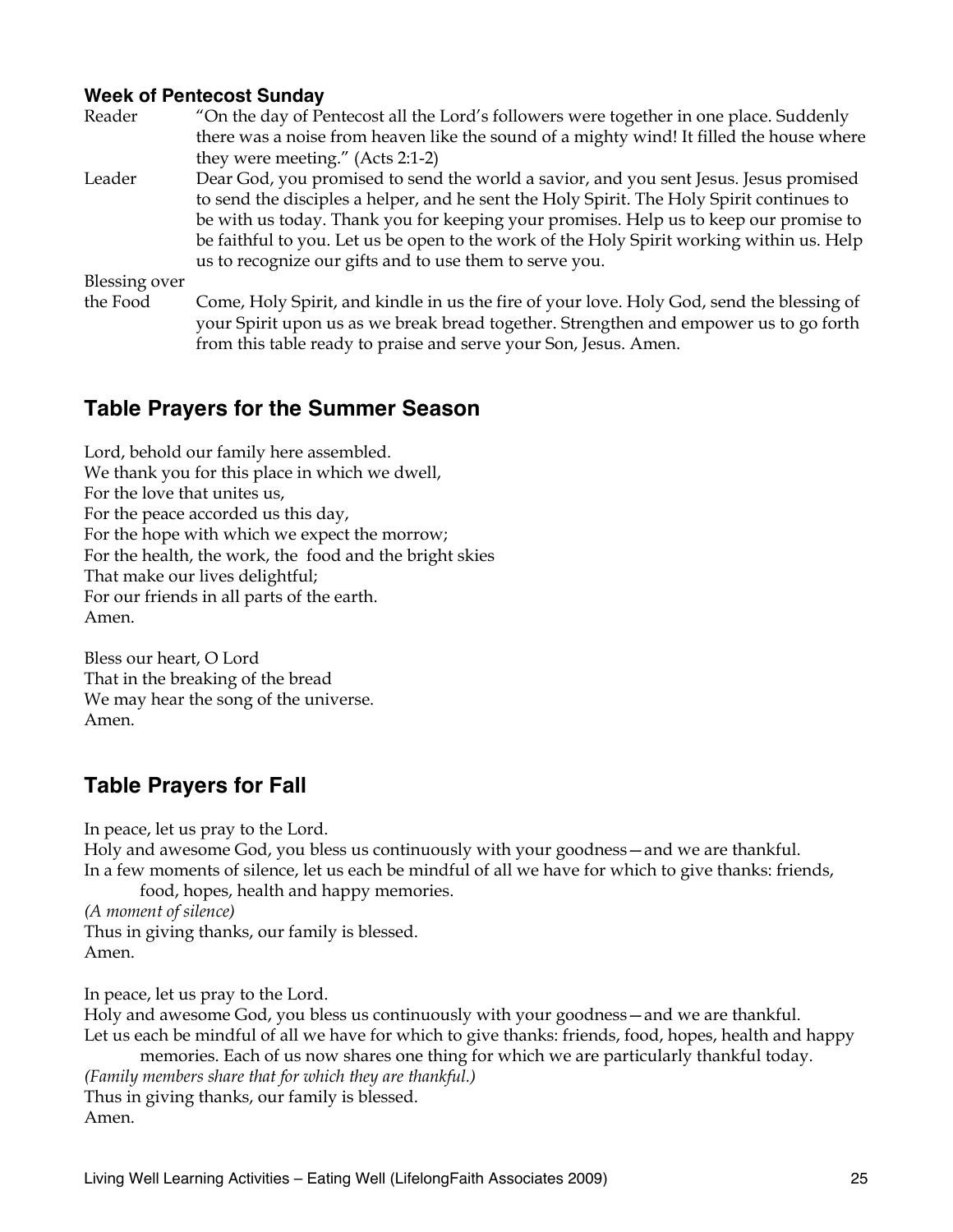### Week of Pentecost Sunday

Reader — "On the day of Pentecost all the Lord's followers were together in one place. Suddenly there was a noise from heaven like the sound of a mighty wind! It filled the house where they were meeting." (Acts 2:1-2)

Leader — Dear God, you promised to send the world a savior, and you sent Jesus. Jesus promised to send the disciples a helper, and he sent the Holy Spirit. The Holy Spirit continues to be with us today. Thank you for keeping your promises. Help us to keep our promise to be faithful to you. Let us be open to the work of the Holy Spirit working within us. Help us to recognize our gifts and to use them to serve you.

Blessing over the Food — Come, Holy Spirit, and kindle in us the fire of your love. Holy God, send the blessing of your Spirit upon us as we break bread together. Strengthen and empower us to go forth from this table ready to praise and serve your Son, Jesus. Amen.

## Table Prayers for the Summer Season

Lord, behold our family here assembled.  
We thank you for this place in which we dwell,  
For the love that unites us,  
For the peace accorded us this day,  
For the hope with which we expect the morrow;  
For the health, the work, the food and the bright skies  
That make our lives delightful;  
For our friends in all parts of the earth.  
Amen.

Bless our heart, O Lord  
That in the breaking of the bread  
We may hear the song of the universe.  
Amen.

## Table Prayers for Fall

In peace, let us pray to the Lord.  
Holy and awesome God, you bless us continuously with your goodness—and we are thankful.  
In a few moments of silence, let us each be mindful of all we have for which to give thanks: friends, food, hopes, health and happy memories.  
*(A moment of silence)*  
Thus in giving thanks, our family is blessed.  
Amen.

In peace, let us pray to the Lord.  
Holy and awesome God, you bless us continuously with your goodness—and we are thankful.  
Let us each be mindful of all we have for which to give thanks: friends, food, hopes, health and happy memories. Each of us now shares one thing for which we are particularly thankful today.  
*(Family members share that for which they are thankful.)*  
Thus in giving thanks, our family is blessed.  
Amen.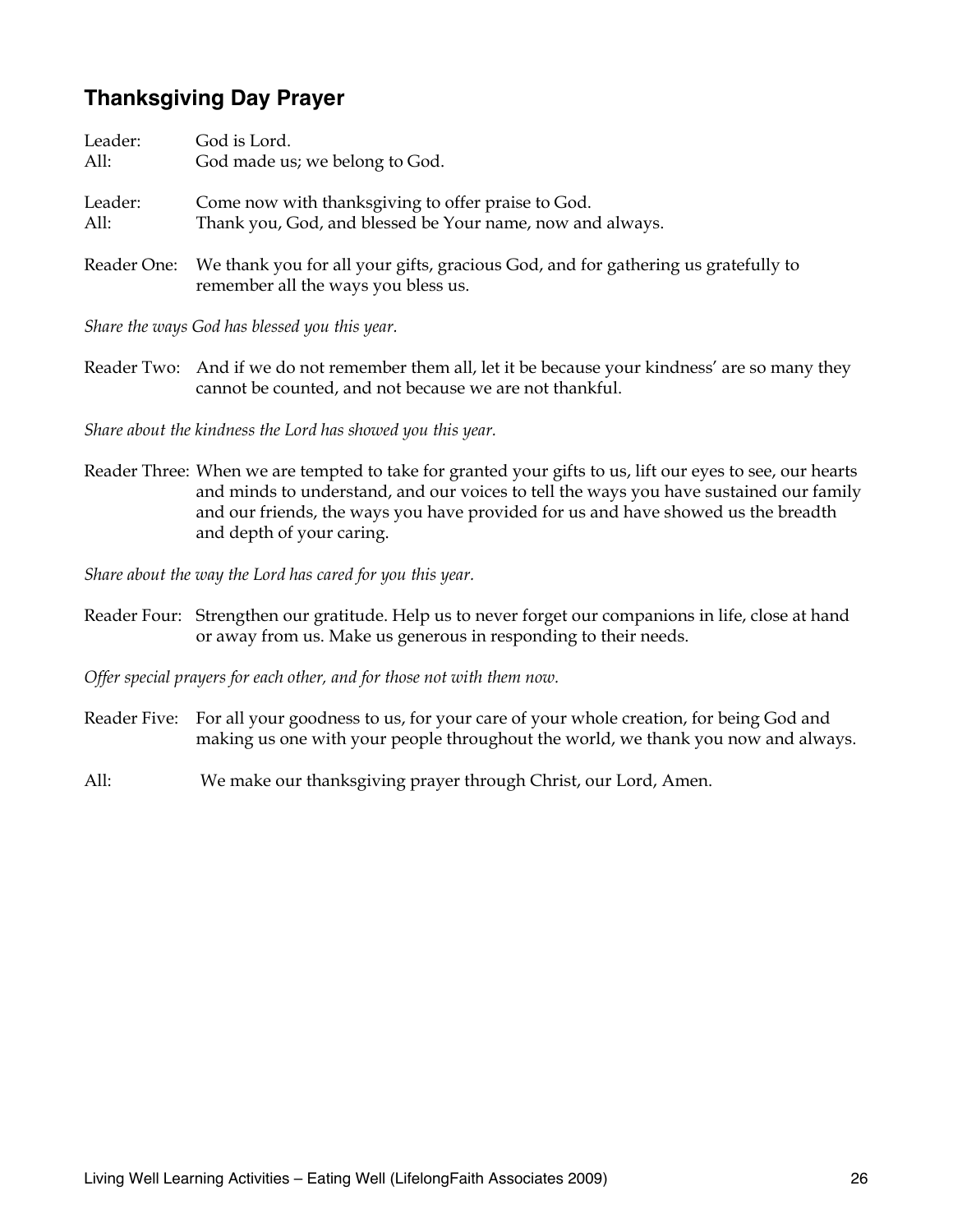## Thanksgiving Day Prayer

Leader: God is Lord.
All: God made us; we belong to God.

Leader: Come now with thanksgiving to offer praise to God.
All: Thank you, God, and blessed be Your name, now and always.

Reader One: We thank you for all your gifts, gracious God, and for gathering us gratefully to remember all the ways you bless us.

*Share the ways God has blessed you this year.*

Reader Two: And if we do not remember them all, let it be because your kindness' are so many they cannot be counted, and not because we are not thankful.

*Share about the kindness the Lord has showed you this year.*

Reader Three: When we are tempted to take for granted your gifts to us, lift our eyes to see, our hearts and minds to understand, and our voices to tell the ways you have sustained our family and our friends, the ways you have provided for us and have showed us the breadth and depth of your caring.

*Share about the way the Lord has cared for you this year.*

Reader Four: Strengthen our gratitude. Help us to never forget our companions in life, close at hand or away from us. Make us generous in responding to their needs.

*Offer special prayers for each other, and for those not with them now.*

Reader Five: For all your goodness to us, for your care of your whole creation, for being God and making us one with your people throughout the world, we thank you now and always.

All: We make our thanksgiving prayer through Christ, our Lord, Amen.